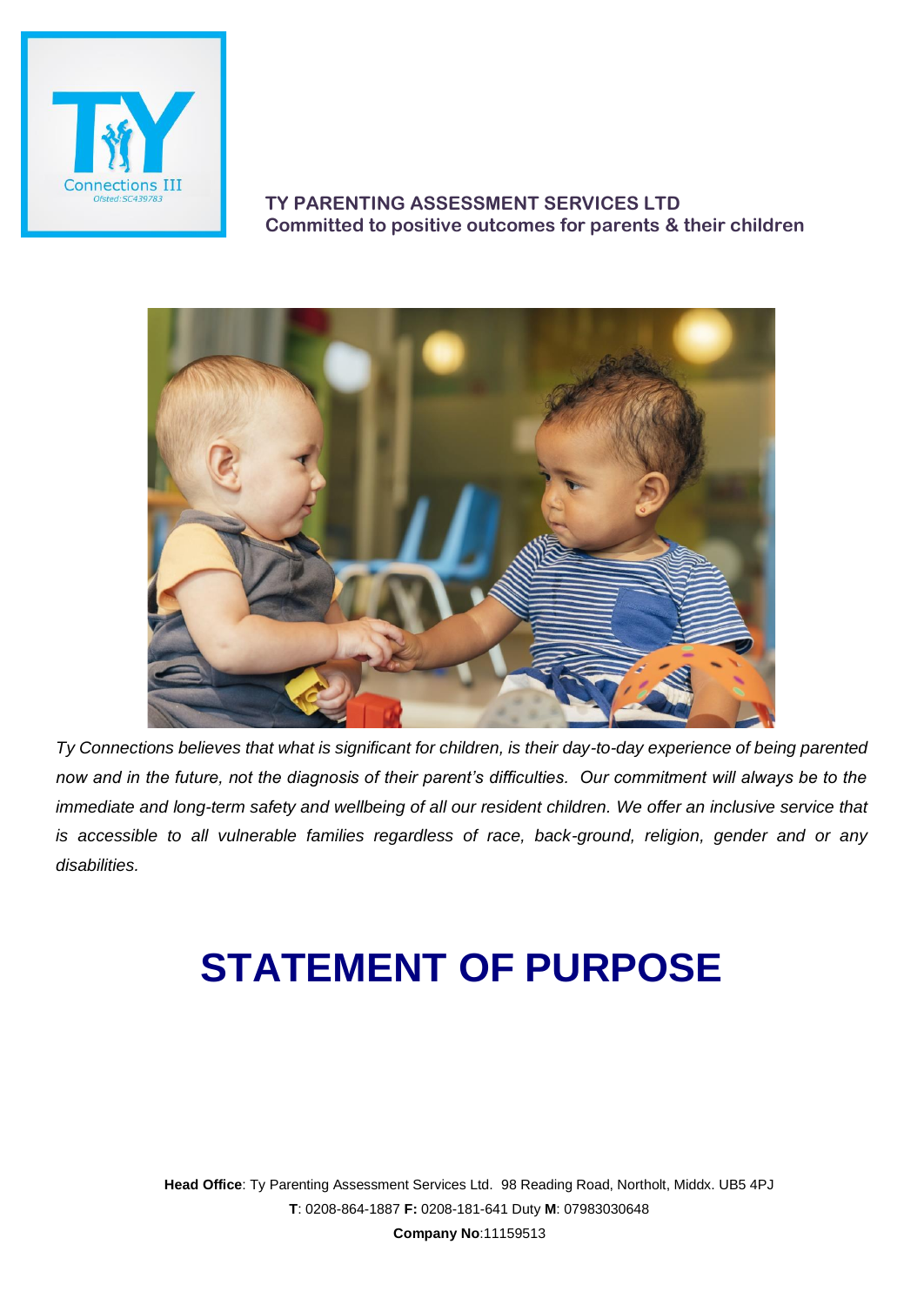TY Connections III
Ofsted: SC439783

**TY PARENTING ASSESSMENT SERVICES LTD**
**Committed to positive outcomes for parents & their children**

*Ty Connections believes that what is significant for children, is their day-to-day experience of being parented now and in the future, not the diagnosis of their parent's difficulties. Our commitment will always be to the immediate and long-term safety and wellbeing of all our resident children. We offer an inclusive service that is accessible to all vulnerable families regardless of race, back-ground, religion, gender and or any disabilities.*

# STATEMENT OF PURPOSE

**Head Office**: Ty Parenting Assessment Services Ltd. 98 Reading Road, Northolt, Middx. UB5 4PJ
**T**: 0208-864-1887 **F:** 0208-181-641 Duty **M**: 07983030648
**Company No**:11159513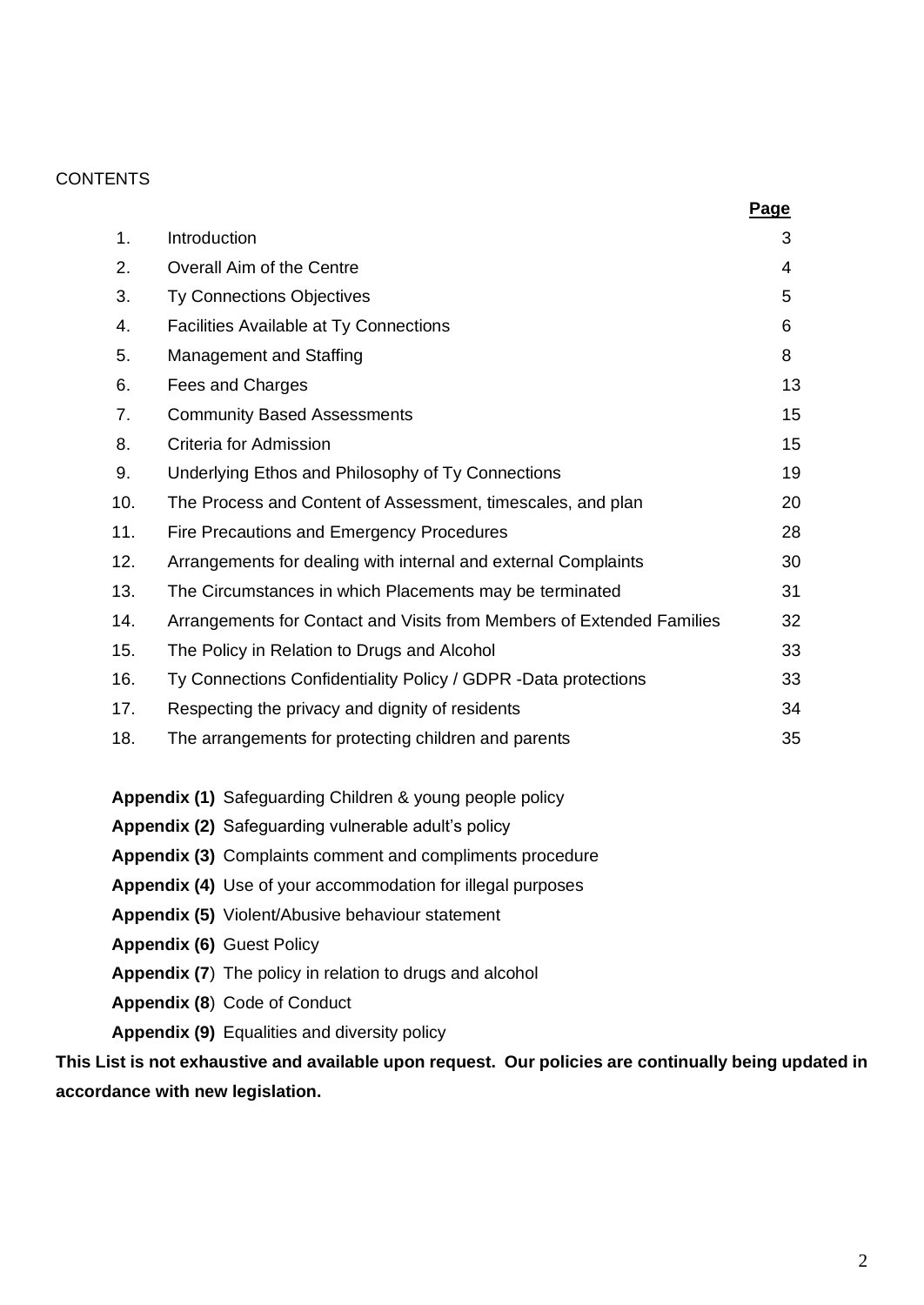CONTENTS

| | | Page |
|---|---|---|
| 1. | Introduction | 3 |
| 2. | Overall Aim of the Centre | 4 |
| 3. | Ty Connections Objectives | 5 |
| 4. | Facilities Available at Ty Connections | 6 |
| 5. | Management and Staffing | 8 |
| 6. | Fees and Charges | 13 |
| 7. | Community Based Assessments | 15 |
| 8. | Criteria for Admission | 15 |
| 9. | Underlying Ethos and Philosophy of Ty Connections | 19 |
| 10. | The Process and Content of Assessment, timescales, and plan | 20 |
| 11. | Fire Precautions and Emergency Procedures | 28 |
| 12. | Arrangements for dealing with internal and external Complaints | 30 |
| 13. | The Circumstances in which Placements may be terminated | 31 |
| 14. | Arrangements for Contact and Visits from Members of Extended Families | 32 |
| 15. | The Policy in Relation to Drugs and Alcohol | 33 |
| 16. | Ty Connections Confidentiality Policy / GDPR -Data protections | 33 |
| 17. | Respecting the privacy and dignity of residents | 34 |
| 18. | The arrangements for protecting children and parents | 35 |

**Appendix (1)** Safeguarding Children & young people policy

**Appendix (2)** Safeguarding vulnerable adult's policy

**Appendix (3)** Complaints comment and compliments procedure

**Appendix (4)** Use of your accommodation for illegal purposes

**Appendix (5)** Violent/Abusive behaviour statement

**Appendix (6)** Guest Policy

**Appendix (7**) The policy in relation to drugs and alcohol

**Appendix (8**) Code of Conduct

**Appendix (9)** Equalities and diversity policy

**This List is not exhaustive and available upon request. Our policies are continually being updated in accordance with new legislation.**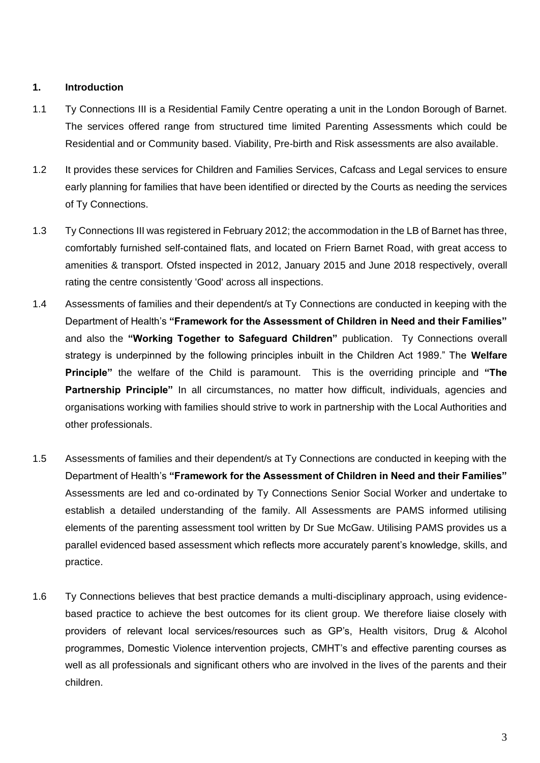## 1. Introduction

1.1 Ty Connections III is a Residential Family Centre operating a unit in the London Borough of Barnet. The services offered range from structured time limited Parenting Assessments which could be Residential and or Community based. Viability, Pre-birth and Risk assessments are also available.

1.2 It provides these services for Children and Families Services, Cafcass and Legal services to ensure early planning for families that have been identified or directed by the Courts as needing the services of Ty Connections.

1.3 Ty Connections III was registered in February 2012; the accommodation in the LB of Barnet has three, comfortably furnished self-contained flats, and located on Friern Barnet Road, with great access to amenities & transport. Ofsted inspected in 2012, January 2015 and June 2018 respectively, overall rating the centre consistently 'Good' across all inspections.

1.4 Assessments of families and their dependent/s at Ty Connections are conducted in keeping with the Department of Health's **"Framework for the Assessment of Children in Need and their Families"** and also the **"Working Together to Safeguard Children"** publication. Ty Connections overall strategy is underpinned by the following principles inbuilt in the Children Act 1989." The **Welfare Principle"** the welfare of the Child is paramount. This is the overriding principle and **"The Partnership Principle"** In all circumstances, no matter how difficult, individuals, agencies and organisations working with families should strive to work in partnership with the Local Authorities and other professionals.

1.5 Assessments of families and their dependent/s at Ty Connections are conducted in keeping with the Department of Health's **"Framework for the Assessment of Children in Need and their Families"** Assessments are led and co-ordinated by Ty Connections Senior Social Worker and undertake to establish a detailed understanding of the family. All Assessments are PAMS informed utilising elements of the parenting assessment tool written by Dr Sue McGaw. Utilising PAMS provides us a parallel evidenced based assessment which reflects more accurately parent's knowledge, skills, and practice.

1.6 Ty Connections believes that best practice demands a multi-disciplinary approach, using evidence-based practice to achieve the best outcomes for its client group. We therefore liaise closely with providers of relevant local services/resources such as GP's, Health visitors, Drug & Alcohol programmes, Domestic Violence intervention projects, CMHT's and effective parenting courses as well as all professionals and significant others who are involved in the lives of the parents and their children.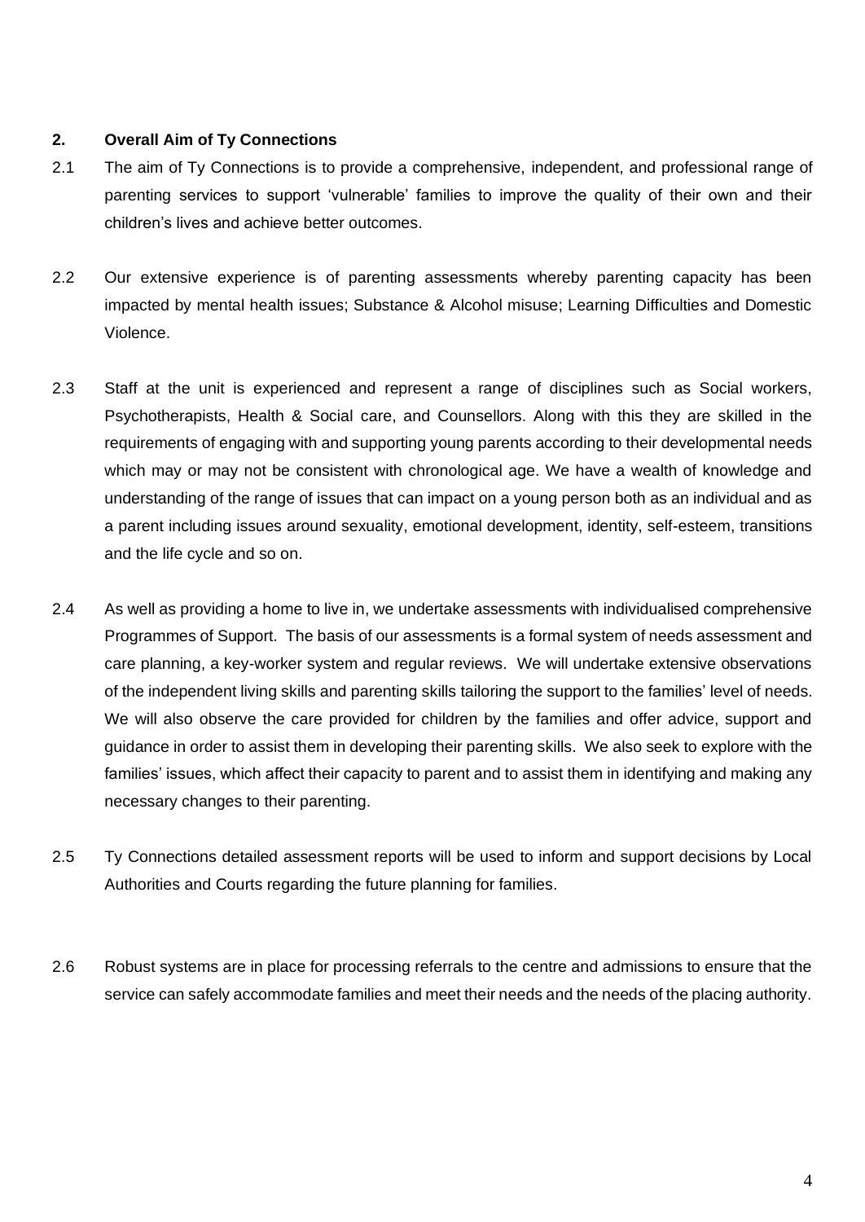## 2. Overall Aim of Ty Connections

2.1 The aim of Ty Connections is to provide a comprehensive, independent, and professional range of parenting services to support 'vulnerable' families to improve the quality of their own and their children's lives and achieve better outcomes.

2.2 Our extensive experience is of parenting assessments whereby parenting capacity has been impacted by mental health issues; Substance & Alcohol misuse; Learning Difficulties and Domestic Violence.

2.3 Staff at the unit is experienced and represent a range of disciplines such as Social workers, Psychotherapists, Health & Social care, and Counsellors. Along with this they are skilled in the requirements of engaging with and supporting young parents according to their developmental needs which may or may not be consistent with chronological age. We have a wealth of knowledge and understanding of the range of issues that can impact on a young person both as an individual and as a parent including issues around sexuality, emotional development, identity, self-esteem, transitions and the life cycle and so on.

2.4 As well as providing a home to live in, we undertake assessments with individualised comprehensive Programmes of Support. The basis of our assessments is a formal system of needs assessment and care planning, a key-worker system and regular reviews. We will undertake extensive observations of the independent living skills and parenting skills tailoring the support to the families' level of needs. We will also observe the care provided for children by the families and offer advice, support and guidance in order to assist them in developing their parenting skills. We also seek to explore with the families' issues, which affect their capacity to parent and to assist them in identifying and making any necessary changes to their parenting.

2.5 Ty Connections detailed assessment reports will be used to inform and support decisions by Local Authorities and Courts regarding the future planning for families.

2.6 Robust systems are in place for processing referrals to the centre and admissions to ensure that the service can safely accommodate families and meet their needs and the needs of the placing authority.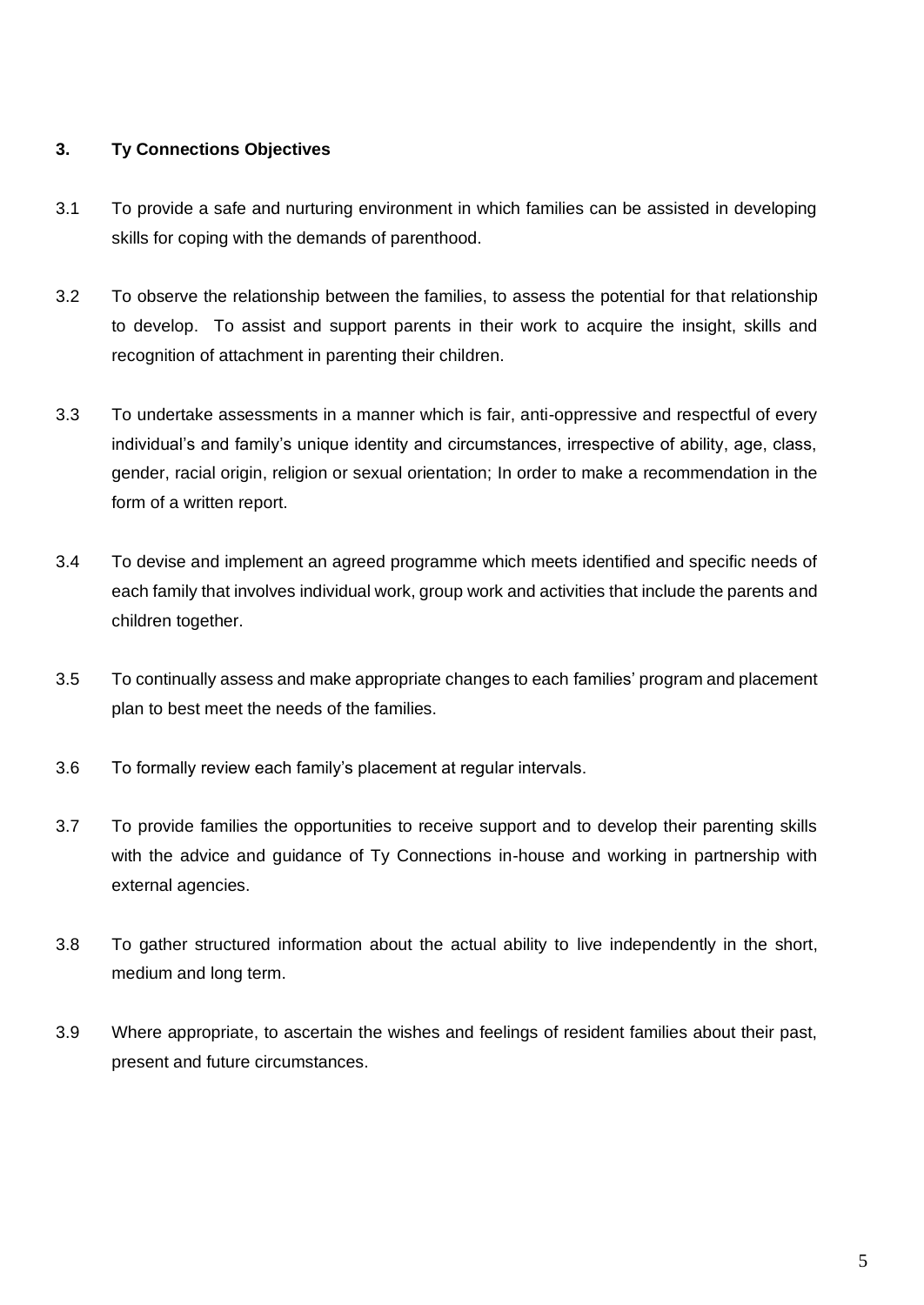## 3. Ty Connections Objectives

3.1 To provide a safe and nurturing environment in which families can be assisted in developing skills for coping with the demands of parenthood.

3.2 To observe the relationship between the families, to assess the potential for that relationship to develop. To assist and support parents in their work to acquire the insight, skills and recognition of attachment in parenting their children.

3.3 To undertake assessments in a manner which is fair, anti-oppressive and respectful of every individual's and family's unique identity and circumstances, irrespective of ability, age, class, gender, racial origin, religion or sexual orientation; In order to make a recommendation in the form of a written report.

3.4 To devise and implement an agreed programme which meets identified and specific needs of each family that involves individual work, group work and activities that include the parents and children together.

3.5 To continually assess and make appropriate changes to each families' program and placement plan to best meet the needs of the families.

3.6 To formally review each family's placement at regular intervals.

3.7 To provide families the opportunities to receive support and to develop their parenting skills with the advice and guidance of Ty Connections in-house and working in partnership with external agencies.

3.8 To gather structured information about the actual ability to live independently in the short, medium and long term.

3.9 Where appropriate, to ascertain the wishes and feelings of resident families about their past, present and future circumstances.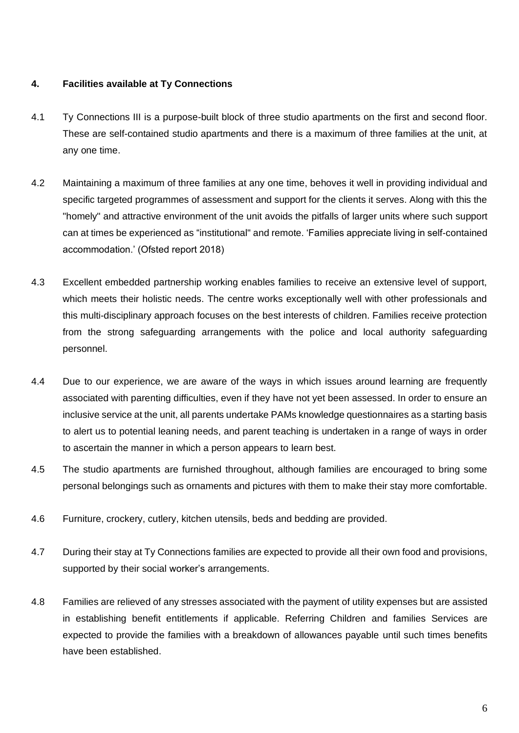## 4. Facilities available at Ty Connections

4.1 Ty Connections III is a purpose-built block of three studio apartments on the first and second floor. These are self-contained studio apartments and there is a maximum of three families at the unit, at any one time.

4.2 Maintaining a maximum of three families at any one time, behoves it well in providing individual and specific targeted programmes of assessment and support for the clients it serves. Along with this the "homely" and attractive environment of the unit avoids the pitfalls of larger units where such support can at times be experienced as "institutional" and remote. 'Families appreciate living in self-contained accommodation.' (Ofsted report 2018)

4.3 Excellent embedded partnership working enables families to receive an extensive level of support, which meets their holistic needs. The centre works exceptionally well with other professionals and this multi-disciplinary approach focuses on the best interests of children. Families receive protection from the strong safeguarding arrangements with the police and local authority safeguarding personnel.

4.4 Due to our experience, we are aware of the ways in which issues around learning are frequently associated with parenting difficulties, even if they have not yet been assessed. In order to ensure an inclusive service at the unit, all parents undertake PAMs knowledge questionnaires as a starting basis to alert us to potential leaning needs, and parent teaching is undertaken in a range of ways in order to ascertain the manner in which a person appears to learn best.

4.5 The studio apartments are furnished throughout, although families are encouraged to bring some personal belongings such as ornaments and pictures with them to make their stay more comfortable.

4.6 Furniture, crockery, cutlery, kitchen utensils, beds and bedding are provided.

4.7 During their stay at Ty Connections families are expected to provide all their own food and provisions, supported by their social worker's arrangements.

4.8 Families are relieved of any stresses associated with the payment of utility expenses but are assisted in establishing benefit entitlements if applicable. Referring Children and families Services are expected to provide the families with a breakdown of allowances payable until such times benefits have been established.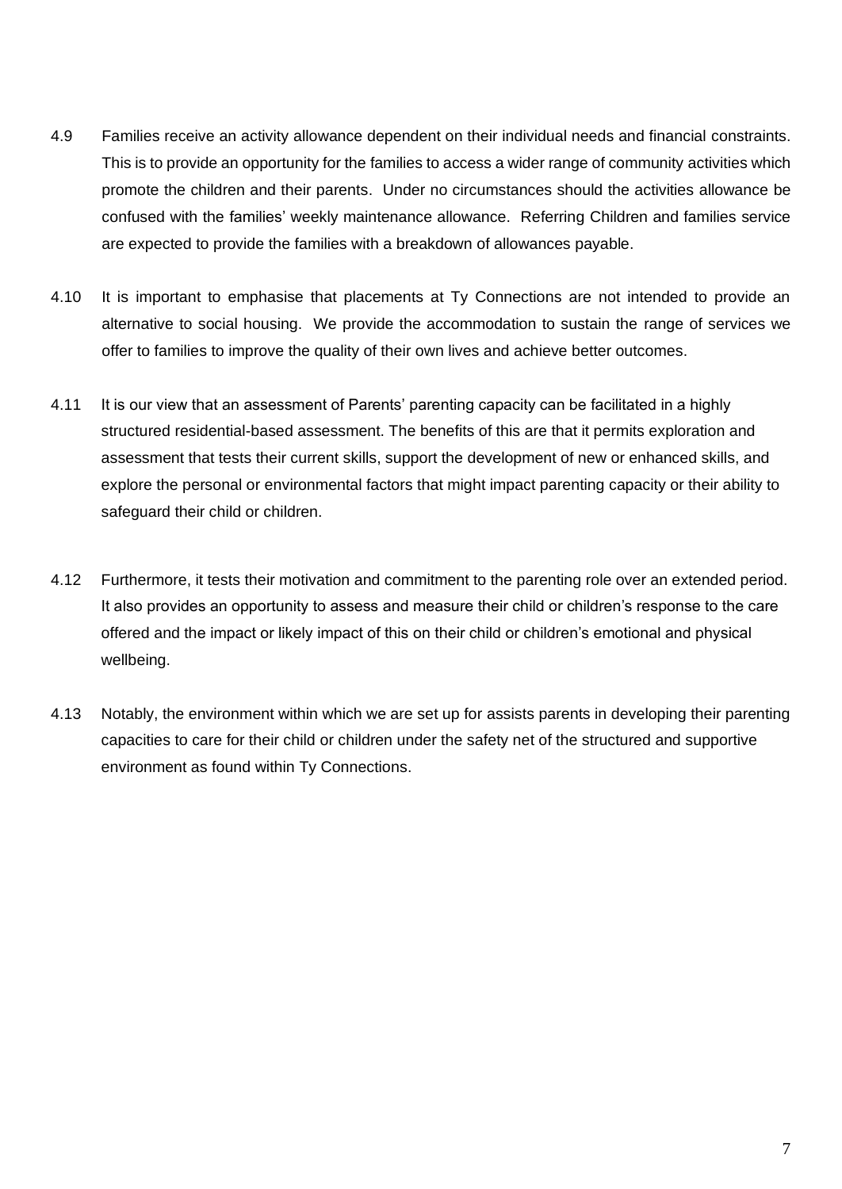4.9 Families receive an activity allowance dependent on their individual needs and financial constraints. This is to provide an opportunity for the families to access a wider range of community activities which promote the children and their parents. Under no circumstances should the activities allowance be confused with the families' weekly maintenance allowance. Referring Children and families service are expected to provide the families with a breakdown of allowances payable.

4.10 It is important to emphasise that placements at Ty Connections are not intended to provide an alternative to social housing. We provide the accommodation to sustain the range of services we offer to families to improve the quality of their own lives and achieve better outcomes.

4.11 It is our view that an assessment of Parents' parenting capacity can be facilitated in a highly structured residential-based assessment. The benefits of this are that it permits exploration and assessment that tests their current skills, support the development of new or enhanced skills, and explore the personal or environmental factors that might impact parenting capacity or their ability to safeguard their child or children.

4.12 Furthermore, it tests their motivation and commitment to the parenting role over an extended period. It also provides an opportunity to assess and measure their child or children's response to the care offered and the impact or likely impact of this on their child or children's emotional and physical wellbeing.

4.13 Notably, the environment within which we are set up for assists parents in developing their parenting capacities to care for their child or children under the safety net of the structured and supportive environment as found within Ty Connections.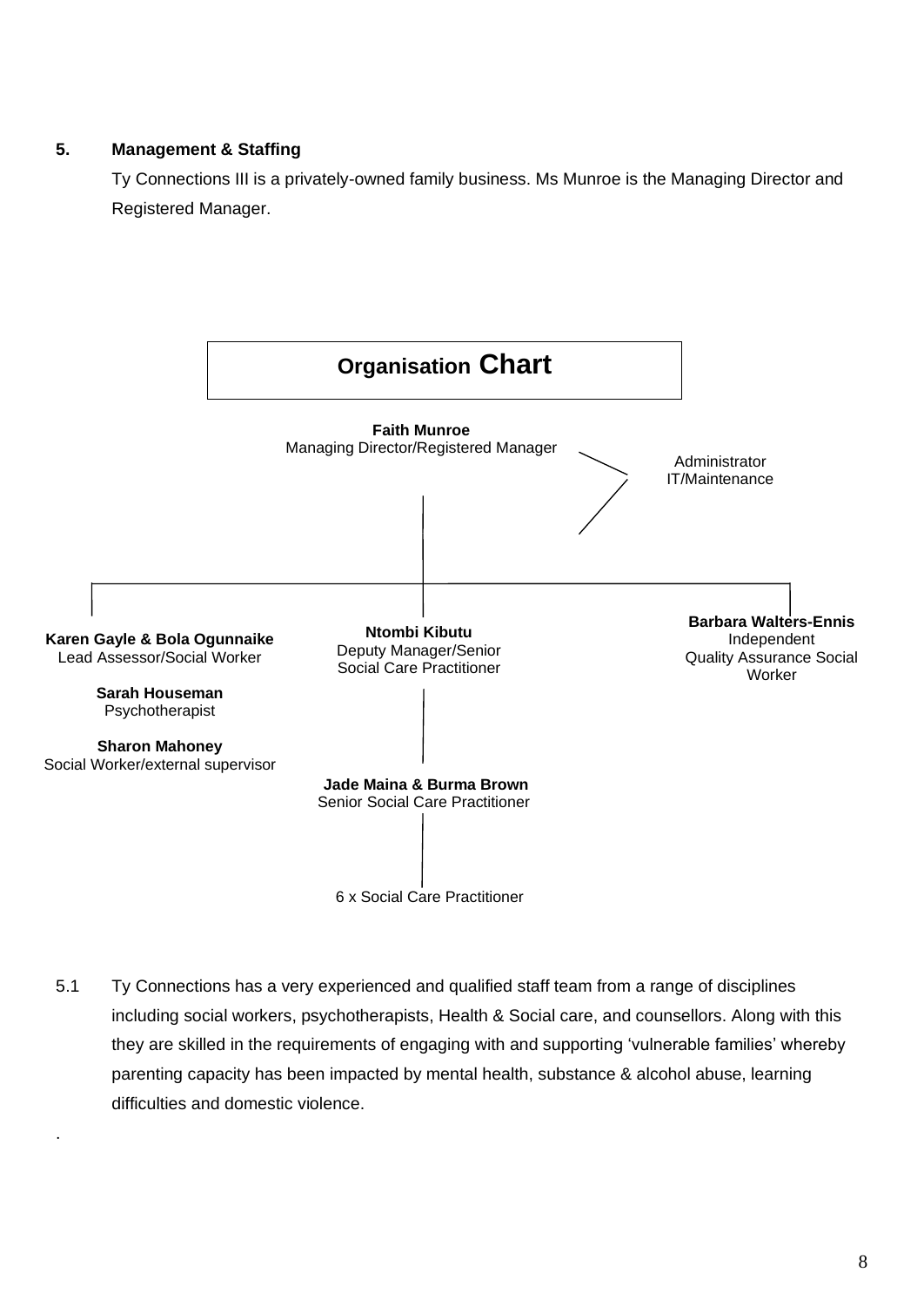## 5. Management & Staffing

Ty Connections III is a privately-owned family business. Ms Munroe is the Managing Director and Registered Manager.

**Organisation Chart**

**Faith Munroe**
Managing Director/Registered Manager

Administrator
IT/Maintenance

**Karen Gayle & Bola Ogunnaike**
Lead Assessor/Social Worker

**Sarah Houseman**
Psychotherapist

**Sharon Mahoney**
Social Worker/external supervisor

**Ntombi Kibutu**
Deputy Manager/Senior Social Care Practitioner

**Jade Maina & Burma Brown**
Senior Social Care Practitioner

6 x Social Care Practitioner

**Barbara Walters-Ennis**
Independent Quality Assurance Social Worker

5.1 Ty Connections has a very experienced and qualified staff team from a range of disciplines including social workers, psychotherapists, Health & Social care, and counsellors. Along with this they are skilled in the requirements of engaging with and supporting 'vulnerable families' whereby parenting capacity has been impacted by mental health, substance & alcohol abuse, learning difficulties and domestic violence.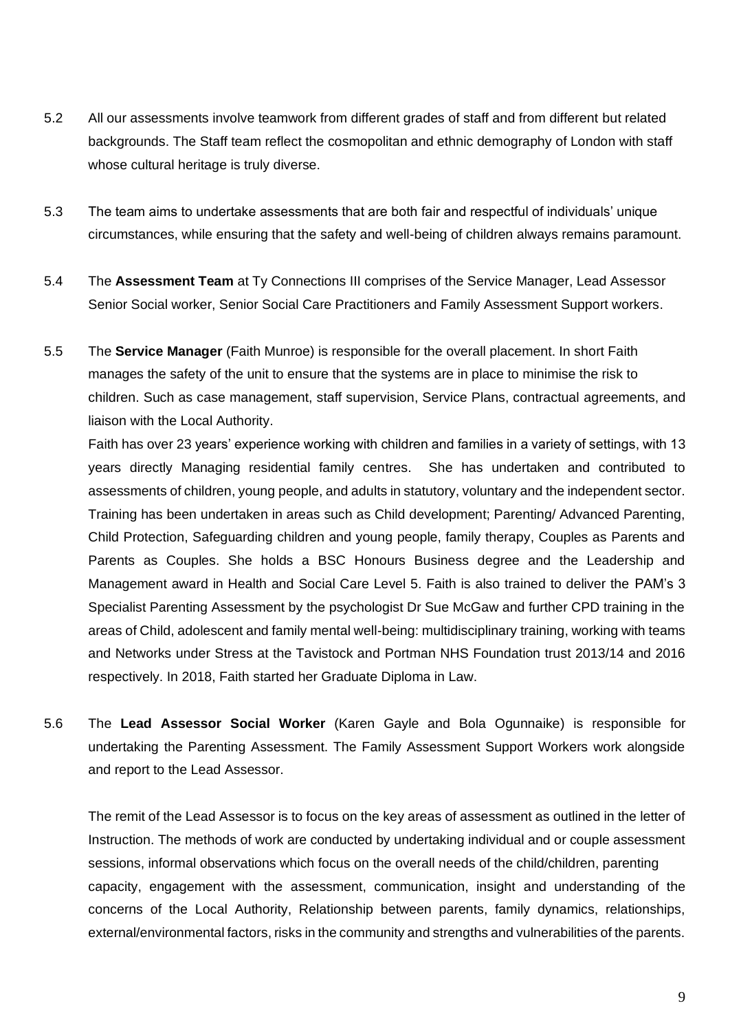5.2 All our assessments involve teamwork from different grades of staff and from different but related backgrounds. The Staff team reflect the cosmopolitan and ethnic demography of London with staff whose cultural heritage is truly diverse.

5.3 The team aims to undertake assessments that are both fair and respectful of individuals' unique circumstances, while ensuring that the safety and well-being of children always remains paramount.

5.4 The **Assessment Team** at Ty Connections III comprises of the Service Manager, Lead Assessor Senior Social worker, Senior Social Care Practitioners and Family Assessment Support workers.

5.5 The **Service Manager** (Faith Munroe) is responsible for the overall placement. In short Faith manages the safety of the unit to ensure that the systems are in place to minimise the risk to children. Such as case management, staff supervision, Service Plans, contractual agreements, and liaison with the Local Authority.

Faith has over 23 years' experience working with children and families in a variety of settings, with 13 years directly Managing residential family centres. She has undertaken and contributed to assessments of children, young people, and adults in statutory, voluntary and the independent sector. Training has been undertaken in areas such as Child development; Parenting/ Advanced Parenting, Child Protection, Safeguarding children and young people, family therapy, Couples as Parents and Parents as Couples. She holds a BSC Honours Business degree and the Leadership and Management award in Health and Social Care Level 5. Faith is also trained to deliver the PAM's 3 Specialist Parenting Assessment by the psychologist Dr Sue McGaw and further CPD training in the areas of Child, adolescent and family mental well-being: multidisciplinary training, working with teams and Networks under Stress at the Tavistock and Portman NHS Foundation trust 2013/14 and 2016 respectively. In 2018, Faith started her Graduate Diploma in Law.

5.6 The **Lead Assessor Social Worker** (Karen Gayle and Bola Ogunnaike) is responsible for undertaking the Parenting Assessment. The Family Assessment Support Workers work alongside and report to the Lead Assessor.

The remit of the Lead Assessor is to focus on the key areas of assessment as outlined in the letter of Instruction. The methods of work are conducted by undertaking individual and or couple assessment sessions, informal observations which focus on the overall needs of the child/children, parenting capacity, engagement with the assessment, communication, insight and understanding of the concerns of the Local Authority, Relationship between parents, family dynamics, relationships, external/environmental factors, risks in the community and strengths and vulnerabilities of the parents.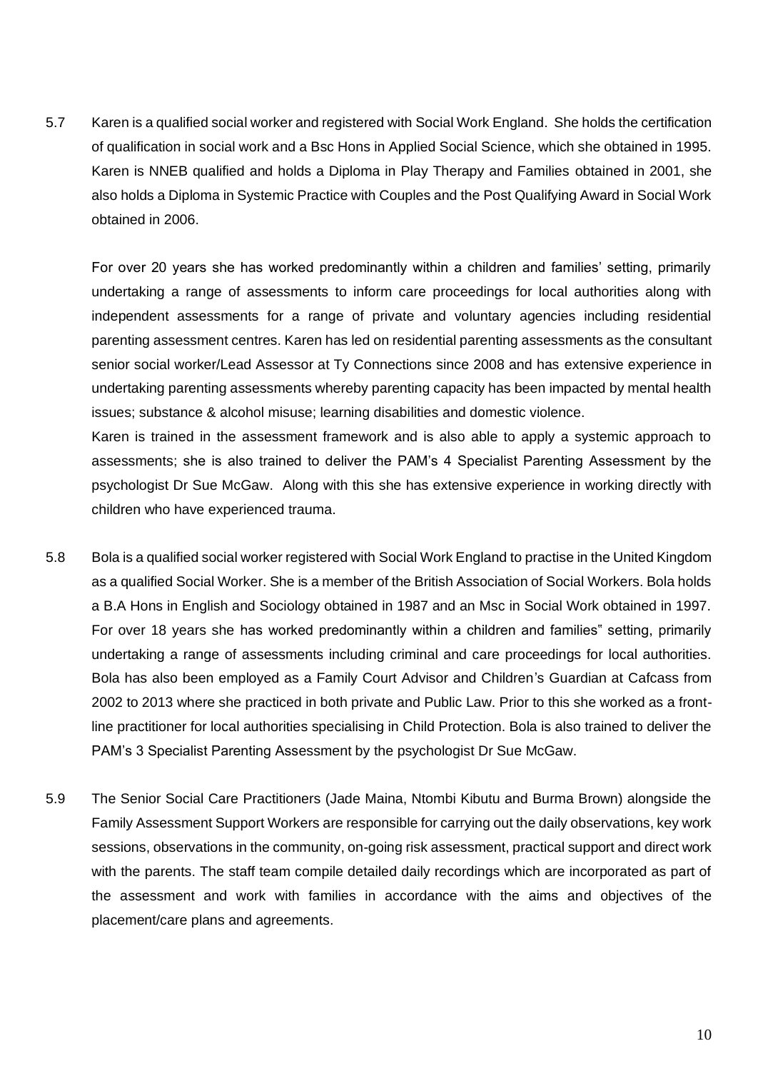5.7 Karen is a qualified social worker and registered with Social Work England. She holds the certification of qualification in social work and a Bsc Hons in Applied Social Science, which she obtained in 1995. Karen is NNEB qualified and holds a Diploma in Play Therapy and Families obtained in 2001, she also holds a Diploma in Systemic Practice with Couples and the Post Qualifying Award in Social Work obtained in 2006.

For over 20 years she has worked predominantly within a children and families' setting, primarily undertaking a range of assessments to inform care proceedings for local authorities along with independent assessments for a range of private and voluntary agencies including residential parenting assessment centres. Karen has led on residential parenting assessments as the consultant senior social worker/Lead Assessor at Ty Connections since 2008 and has extensive experience in undertaking parenting assessments whereby parenting capacity has been impacted by mental health issues; substance & alcohol misuse; learning disabilities and domestic violence.

Karen is trained in the assessment framework and is also able to apply a systemic approach to assessments; she is also trained to deliver the PAM's 4 Specialist Parenting Assessment by the psychologist Dr Sue McGaw. Along with this she has extensive experience in working directly with children who have experienced trauma.

5.8 Bola is a qualified social worker registered with Social Work England to practise in the United Kingdom as a qualified Social Worker. She is a member of the British Association of Social Workers. Bola holds a B.A Hons in English and Sociology obtained in 1987 and an Msc in Social Work obtained in 1997. For over 18 years she has worked predominantly within a children and families" setting, primarily undertaking a range of assessments including criminal and care proceedings for local authorities. Bola has also been employed as a Family Court Advisor and Children's Guardian at Cafcass from 2002 to 2013 where she practiced in both private and Public Law. Prior to this she worked as a front-line practitioner for local authorities specialising in Child Protection. Bola is also trained to deliver the PAM's 3 Specialist Parenting Assessment by the psychologist Dr Sue McGaw.

5.9 The Senior Social Care Practitioners (Jade Maina, Ntombi Kibutu and Burma Brown) alongside the Family Assessment Support Workers are responsible for carrying out the daily observations, key work sessions, observations in the community, on-going risk assessment, practical support and direct work with the parents. The staff team compile detailed daily recordings which are incorporated as part of the assessment and work with families in accordance with the aims and objectives of the placement/care plans and agreements.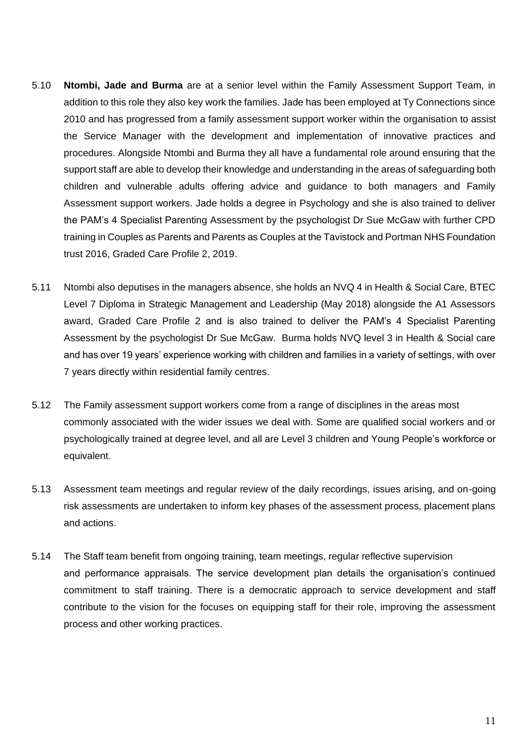5.10 **Ntombi, Jade and Burma** are at a senior level within the Family Assessment Support Team, in addition to this role they also key work the families. Jade has been employed at Ty Connections since 2010 and has progressed from a family assessment support worker within the organisation to assist the Service Manager with the development and implementation of innovative practices and procedures. Alongside Ntombi and Burma they all have a fundamental role around ensuring that the support staff are able to develop their knowledge and understanding in the areas of safeguarding both children and vulnerable adults offering advice and guidance to both managers and Family Assessment support workers. Jade holds a degree in Psychology and she is also trained to deliver the PAM's 4 Specialist Parenting Assessment by the psychologist Dr Sue McGaw with further CPD training in Couples as Parents and Parents as Couples at the Tavistock and Portman NHS Foundation trust 2016, Graded Care Profile 2, 2019.

5.11 Ntombi also deputises in the managers absence, she holds an NVQ 4 in Health & Social Care, BTEC Level 7 Diploma in Strategic Management and Leadership (May 2018) alongside the A1 Assessors award, Graded Care Profile 2 and is also trained to deliver the PAM's 4 Specialist Parenting Assessment by the psychologist Dr Sue McGaw. Burma holds NVQ level 3 in Health & Social care and has over 19 years' experience working with children and families in a variety of settings, with over 7 years directly within residential family centres.

5.12 The Family assessment support workers come from a range of disciplines in the areas most commonly associated with the wider issues we deal with. Some are qualified social workers and or psychologically trained at degree level, and all are Level 3 children and Young People's workforce or equivalent.

5.13 Assessment team meetings and regular review of the daily recordings, issues arising, and on-going risk assessments are undertaken to inform key phases of the assessment process, placement plans and actions.

5.14 The Staff team benefit from ongoing training, team meetings, regular reflective supervision and performance appraisals. The service development plan details the organisation's continued commitment to staff training. There is a democratic approach to service development and staff contribute to the vision for the focuses on equipping staff for their role, improving the assessment process and other working practices.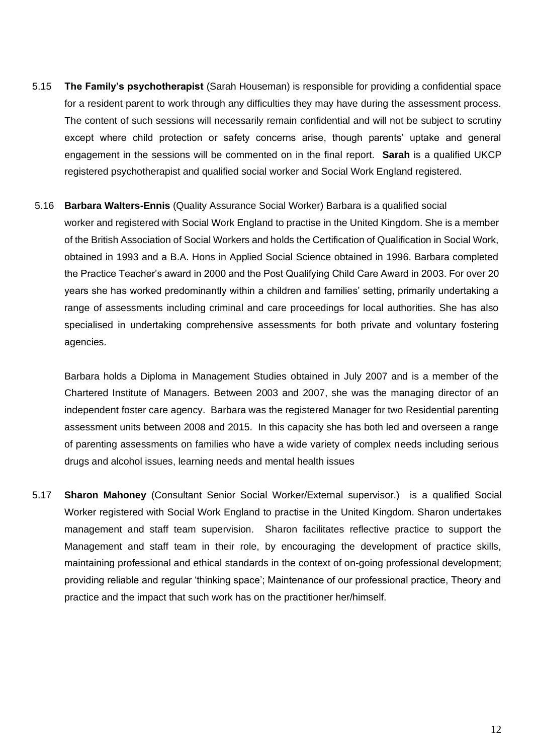5.15 **The Family's psychotherapist** (Sarah Houseman) is responsible for providing a confidential space for a resident parent to work through any difficulties they may have during the assessment process. The content of such sessions will necessarily remain confidential and will not be subject to scrutiny except where child protection or safety concerns arise, though parents' uptake and general engagement in the sessions will be commented on in the final report. **Sarah** is a qualified UKCP registered psychotherapist and qualified social worker and Social Work England registered.

5.16 **Barbara Walters-Ennis** (Quality Assurance Social Worker) Barbara is a qualified social worker and registered with Social Work England to practise in the United Kingdom. She is a member of the British Association of Social Workers and holds the Certification of Qualification in Social Work, obtained in 1993 and a B.A. Hons in Applied Social Science obtained in 1996. Barbara completed the Practice Teacher's award in 2000 and the Post Qualifying Child Care Award in 2003. For over 20 years she has worked predominantly within a children and families' setting, primarily undertaking a range of assessments including criminal and care proceedings for local authorities. She has also specialised in undertaking comprehensive assessments for both private and voluntary fostering agencies.

Barbara holds a Diploma in Management Studies obtained in July 2007 and is a member of the Chartered Institute of Managers. Between 2003 and 2007, she was the managing director of an independent foster care agency. Barbara was the registered Manager for two Residential parenting assessment units between 2008 and 2015. In this capacity she has both led and overseen a range of parenting assessments on families who have a wide variety of complex needs including serious drugs and alcohol issues, learning needs and mental health issues

5.17 **Sharon Mahoney** (Consultant Senior Social Worker/External supervisor.) is a qualified Social Worker registered with Social Work England to practise in the United Kingdom. Sharon undertakes management and staff team supervision. Sharon facilitates reflective practice to support the Management and staff team in their role, by encouraging the development of practice skills, maintaining professional and ethical standards in the context of on-going professional development; providing reliable and regular 'thinking space'; Maintenance of our professional practice, Theory and practice and the impact that such work has on the practitioner her/himself.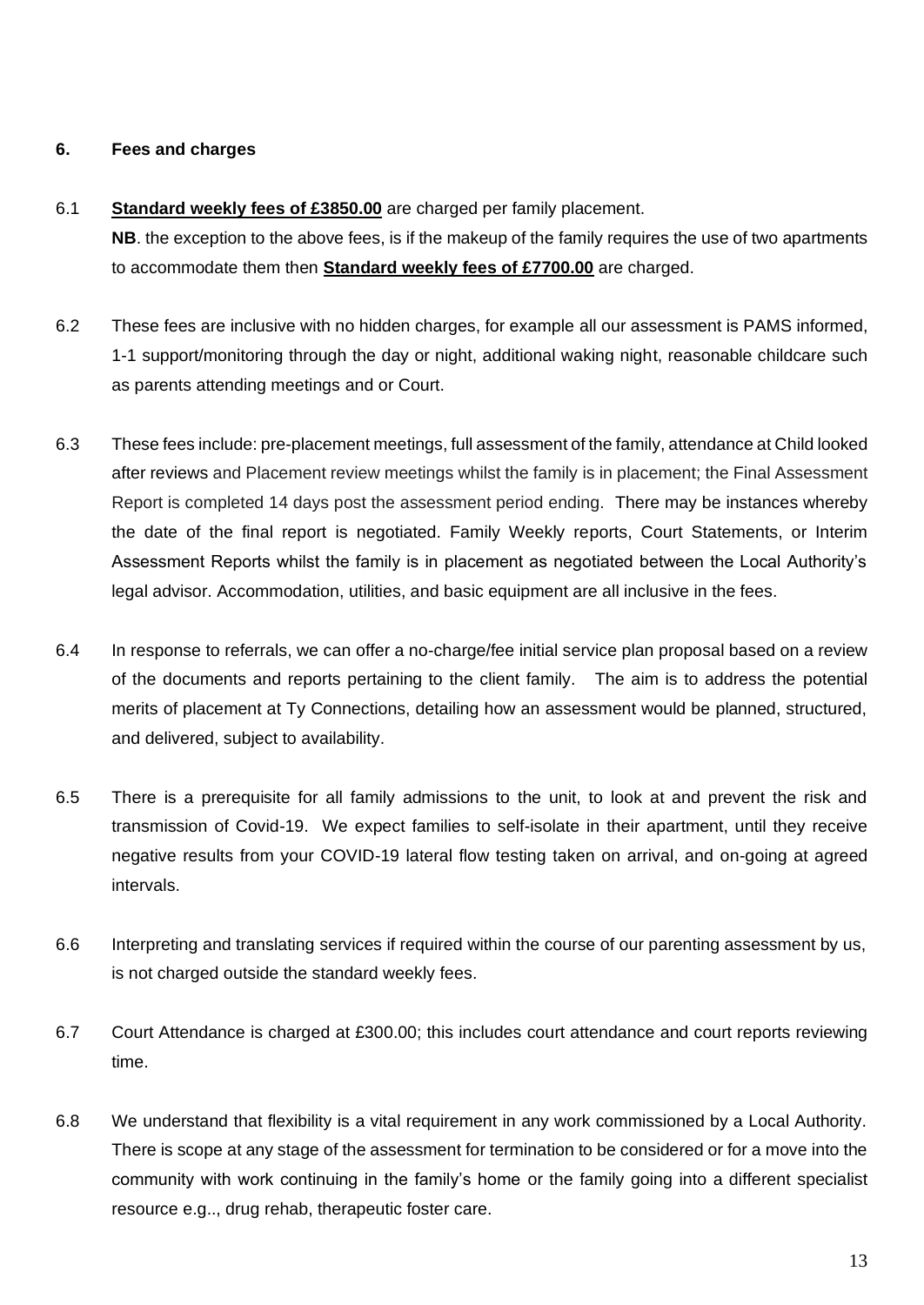## 6. Fees and charges

6.1 **Standard weekly fees of £3850.00** are charged per family placement.

**NB**. the exception to the above fees, is if the makeup of the family requires the use of two apartments to accommodate them then **Standard weekly fees of £7700.00** are charged.

6.2 These fees are inclusive with no hidden charges, for example all our assessment is PAMS informed, 1-1 support/monitoring through the day or night, additional waking night, reasonable childcare such as parents attending meetings and or Court.

6.3 These fees include: pre-placement meetings, full assessment of the family, attendance at Child looked after reviews and Placement review meetings whilst the family is in placement; the Final Assessment Report is completed 14 days post the assessment period ending. There may be instances whereby the date of the final report is negotiated. Family Weekly reports, Court Statements, or Interim Assessment Reports whilst the family is in placement as negotiated between the Local Authority's legal advisor. Accommodation, utilities, and basic equipment are all inclusive in the fees.

6.4 In response to referrals, we can offer a no-charge/fee initial service plan proposal based on a review of the documents and reports pertaining to the client family. The aim is to address the potential merits of placement at Ty Connections, detailing how an assessment would be planned, structured, and delivered, subject to availability.

6.5 There is a prerequisite for all family admissions to the unit, to look at and prevent the risk and transmission of Covid-19. We expect families to self-isolate in their apartment, until they receive negative results from your COVID-19 lateral flow testing taken on arrival, and on-going at agreed intervals.

6.6 Interpreting and translating services if required within the course of our parenting assessment by us, is not charged outside the standard weekly fees.

6.7 Court Attendance is charged at £300.00; this includes court attendance and court reports reviewing time.

6.8 We understand that flexibility is a vital requirement in any work commissioned by a Local Authority. There is scope at any stage of the assessment for termination to be considered or for a move into the community with work continuing in the family's home or the family going into a different specialist resource e.g.., drug rehab, therapeutic foster care.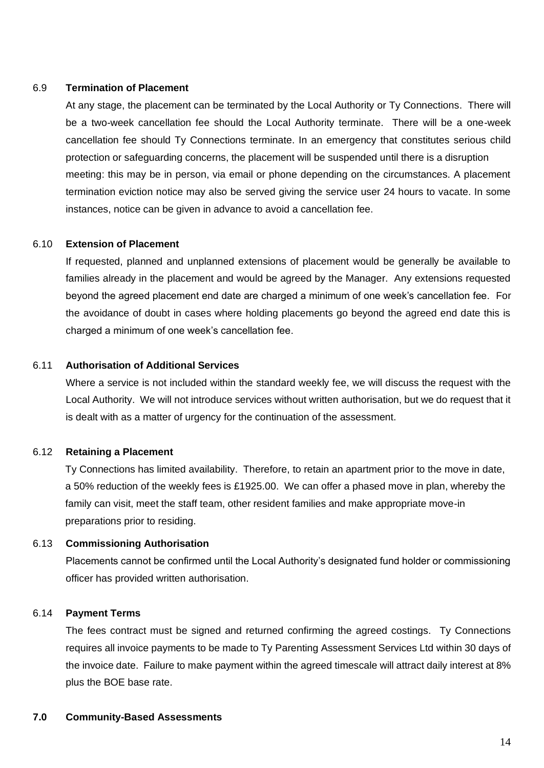### 6.9 **Termination of Placement**

At any stage, the placement can be terminated by the Local Authority or Ty Connections. There will be a two-week cancellation fee should the Local Authority terminate. There will be a one-week cancellation fee should Ty Connections terminate. In an emergency that constitutes serious child protection or safeguarding concerns, the placement will be suspended until there is a disruption meeting: this may be in person, via email or phone depending on the circumstances. A placement termination eviction notice may also be served giving the service user 24 hours to vacate. In some instances, notice can be given in advance to avoid a cancellation fee.

### 6.10 **Extension of Placement**

If requested, planned and unplanned extensions of placement would be generally be available to families already in the placement and would be agreed by the Manager. Any extensions requested beyond the agreed placement end date are charged a minimum of one week's cancellation fee. For the avoidance of doubt in cases where holding placements go beyond the agreed end date this is charged a minimum of one week's cancellation fee.

### 6.11 **Authorisation of Additional Services**

Where a service is not included within the standard weekly fee, we will discuss the request with the Local Authority. We will not introduce services without written authorisation, but we do request that it is dealt with as a matter of urgency for the continuation of the assessment.

### 6.12 **Retaining a Placement**

Ty Connections has limited availability. Therefore, to retain an apartment prior to the move in date, a 50% reduction of the weekly fees is £1925.00. We can offer a phased move in plan, whereby the family can visit, meet the staff team, other resident families and make appropriate move-in preparations prior to residing.

### 6.13 **Commissioning Authorisation**

Placements cannot be confirmed until the Local Authority's designated fund holder or commissioning officer has provided written authorisation.

### 6.14 **Payment Terms**

The fees contract must be signed and returned confirming the agreed costings. Ty Connections requires all invoice payments to be made to Ty Parenting Assessment Services Ltd within 30 days of the invoice date. Failure to make payment within the agreed timescale will attract daily interest at 8% plus the BOE base rate.

## 7.0 **Community-Based Assessments**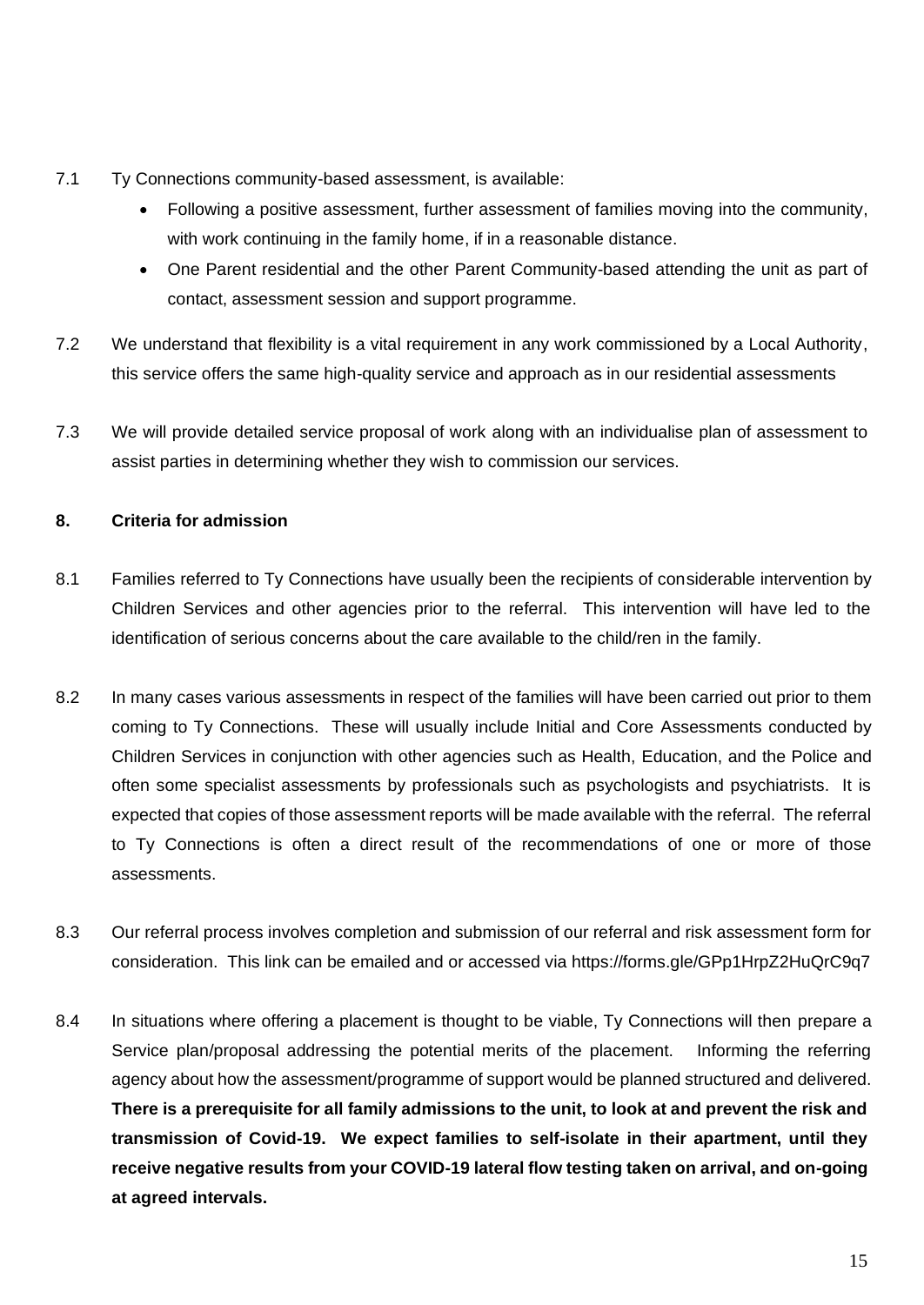7.1 Ty Connections community-based assessment, is available:

- Following a positive assessment, further assessment of families moving into the community, with work continuing in the family home, if in a reasonable distance.
- One Parent residential and the other Parent Community-based attending the unit as part of contact, assessment session and support programme.

7.2 We understand that flexibility is a vital requirement in any work commissioned by a Local Authority, this service offers the same high-quality service and approach as in our residential assessments

7.3 We will provide detailed service proposal of work along with an individualise plan of assessment to assist parties in determining whether they wish to commission our services.

## 8. Criteria for admission

8.1 Families referred to Ty Connections have usually been the recipients of considerable intervention by Children Services and other agencies prior to the referral. This intervention will have led to the identification of serious concerns about the care available to the child/ren in the family.

8.2 In many cases various assessments in respect of the families will have been carried out prior to them coming to Ty Connections. These will usually include Initial and Core Assessments conducted by Children Services in conjunction with other agencies such as Health, Education, and the Police and often some specialist assessments by professionals such as psychologists and psychiatrists. It is expected that copies of those assessment reports will be made available with the referral. The referral to Ty Connections is often a direct result of the recommendations of one or more of those assessments.

8.3 Our referral process involves completion and submission of our referral and risk assessment form for consideration. This link can be emailed and or accessed via https://forms.gle/GPp1HrpZ2HuQrC9q7

8.4 In situations where offering a placement is thought to be viable, Ty Connections will then prepare a Service plan/proposal addressing the potential merits of the placement. Informing the referring agency about how the assessment/programme of support would be planned structured and delivered. **There is a prerequisite for all family admissions to the unit, to look at and prevent the risk and transmission of Covid-19. We expect families to self-isolate in their apartment, until they receive negative results from your COVID-19 lateral flow testing taken on arrival, and on-going at agreed intervals.**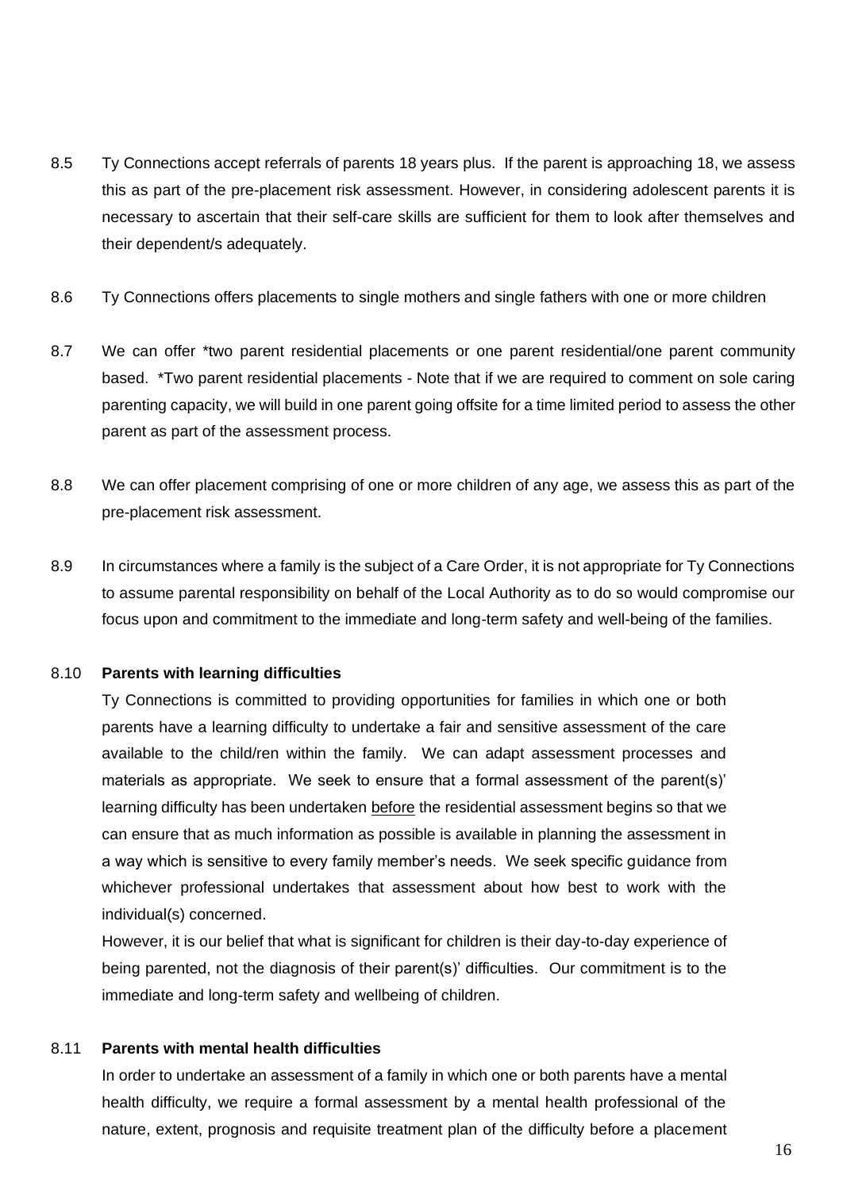8.5 Ty Connections accept referrals of parents 18 years plus. If the parent is approaching 18, we assess this as part of the pre-placement risk assessment. However, in considering adolescent parents it is necessary to ascertain that their self-care skills are sufficient for them to look after themselves and their dependent/s adequately.

8.6 Ty Connections offers placements to single mothers and single fathers with one or more children

8.7 We can offer *two parent residential placements or one parent residential/one parent community based. *Two parent residential placements - Note that if we are required to comment on sole caring parenting capacity, we will build in one parent going offsite for a time limited period to assess the other parent as part of the assessment process.

8.8 We can offer placement comprising of one or more children of any age, we assess this as part of the pre-placement risk assessment.

8.9 In circumstances where a family is the subject of a Care Order, it is not appropriate for Ty Connections to assume parental responsibility on behalf of the Local Authority as to do so would compromise our focus upon and commitment to the immediate and long-term safety and well-being of the families.

8.10 **Parents with learning difficulties**

Ty Connections is committed to providing opportunities for families in which one or both parents have a learning difficulty to undertake a fair and sensitive assessment of the care available to the child/ren within the family. We can adapt assessment processes and materials as appropriate. We seek to ensure that a formal assessment of the parent(s)' learning difficulty has been undertaken <u>before</u> the residential assessment begins so that we can ensure that as much information as possible is available in planning the assessment in a way which is sensitive to every family member's needs. We seek specific guidance from whichever professional undertakes that assessment about how best to work with the individual(s) concerned.

However, it is our belief that what is significant for children is their day-to-day experience of being parented, not the diagnosis of their parent(s)' difficulties. Our commitment is to the immediate and long-term safety and wellbeing of children.

8.11 **Parents with mental health difficulties**

In order to undertake an assessment of a family in which one or both parents have a mental health difficulty, we require a formal assessment by a mental health professional of the nature, extent, prognosis and requisite treatment plan of the difficulty before a placement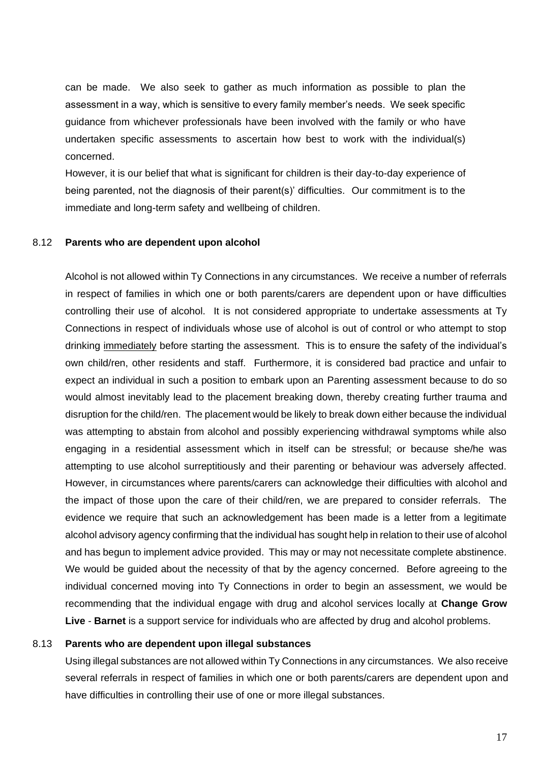can be made. We also seek to gather as much information as possible to plan the assessment in a way, which is sensitive to every family member's needs. We seek specific guidance from whichever professionals have been involved with the family or who have undertaken specific assessments to ascertain how best to work with the individual(s) concerned.

However, it is our belief that what is significant for children is their day-to-day experience of being parented, not the diagnosis of their parent(s)' difficulties. Our commitment is to the immediate and long-term safety and wellbeing of children.

### 8.12 **Parents who are dependent upon alcohol**

Alcohol is not allowed within Ty Connections in any circumstances. We receive a number of referrals in respect of families in which one or both parents/carers are dependent upon or have difficulties controlling their use of alcohol. It is not considered appropriate to undertake assessments at Ty Connections in respect of individuals whose use of alcohol is out of control or who attempt to stop drinking <u>immediately</u> before starting the assessment. This is to ensure the safety of the individual's own child/ren, other residents and staff. Furthermore, it is considered bad practice and unfair to expect an individual in such a position to embark upon an Parenting assessment because to do so would almost inevitably lead to the placement breaking down, thereby creating further trauma and disruption for the child/ren. The placement would be likely to break down either because the individual was attempting to abstain from alcohol and possibly experiencing withdrawal symptoms while also engaging in a residential assessment which in itself can be stressful; or because she/he was attempting to use alcohol surreptitiously and their parenting or behaviour was adversely affected. However, in circumstances where parents/carers can acknowledge their difficulties with alcohol and the impact of those upon the care of their child/ren, we are prepared to consider referrals. The evidence we require that such an acknowledgement has been made is a letter from a legitimate alcohol advisory agency confirming that the individual has sought help in relation to their use of alcohol and has begun to implement advice provided. This may or may not necessitate complete abstinence. We would be guided about the necessity of that by the agency concerned. Before agreeing to the individual concerned moving into Ty Connections in order to begin an assessment, we would be recommending that the individual engage with drug and alcohol services locally at **Change Grow Live** - **Barnet** is a support service for individuals who are affected by drug and alcohol problems.

### 8.13 **Parents who are dependent upon illegal substances**

Using illegal substances are not allowed within Ty Connections in any circumstances. We also receive several referrals in respect of families in which one or both parents/carers are dependent upon and have difficulties in controlling their use of one or more illegal substances.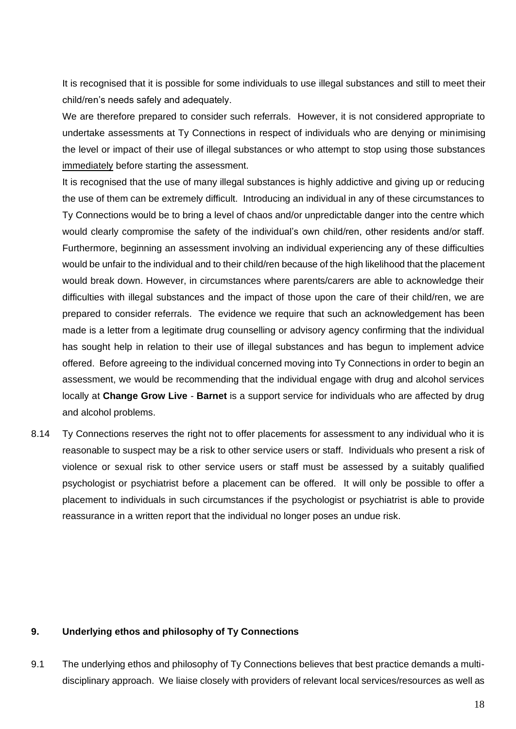It is recognised that it is possible for some individuals to use illegal substances and still to meet their child/ren's needs safely and adequately.

We are therefore prepared to consider such referrals. However, it is not considered appropriate to undertake assessments at Ty Connections in respect of individuals who are denying or minimising the level or impact of their use of illegal substances or who attempt to stop using those substances <u>immediately</u> before starting the assessment.

It is recognised that the use of many illegal substances is highly addictive and giving up or reducing the use of them can be extremely difficult. Introducing an individual in any of these circumstances to Ty Connections would be to bring a level of chaos and/or unpredictable danger into the centre which would clearly compromise the safety of the individual's own child/ren, other residents and/or staff. Furthermore, beginning an assessment involving an individual experiencing any of these difficulties would be unfair to the individual and to their child/ren because of the high likelihood that the placement would break down. However, in circumstances where parents/carers are able to acknowledge their difficulties with illegal substances and the impact of those upon the care of their child/ren, we are prepared to consider referrals. The evidence we require that such an acknowledgement has been made is a letter from a legitimate drug counselling or advisory agency confirming that the individual has sought help in relation to their use of illegal substances and has begun to implement advice offered. Before agreeing to the individual concerned moving into Ty Connections in order to begin an assessment, we would be recommending that the individual engage with drug and alcohol services locally at **Change Grow Live** - **Barnet** is a support service for individuals who are affected by drug and alcohol problems.

8.14 Ty Connections reserves the right not to offer placements for assessment to any individual who it is reasonable to suspect may be a risk to other service users or staff. Individuals who present a risk of violence or sexual risk to other service users or staff must be assessed by a suitably qualified psychologist or psychiatrist before a placement can be offered. It will only be possible to offer a placement to individuals in such circumstances if the psychologist or psychiatrist is able to provide reassurance in a written report that the individual no longer poses an undue risk.

## 9. Underlying ethos and philosophy of Ty Connections

9.1 The underlying ethos and philosophy of Ty Connections believes that best practice demands a multi-disciplinary approach. We liaise closely with providers of relevant local services/resources as well as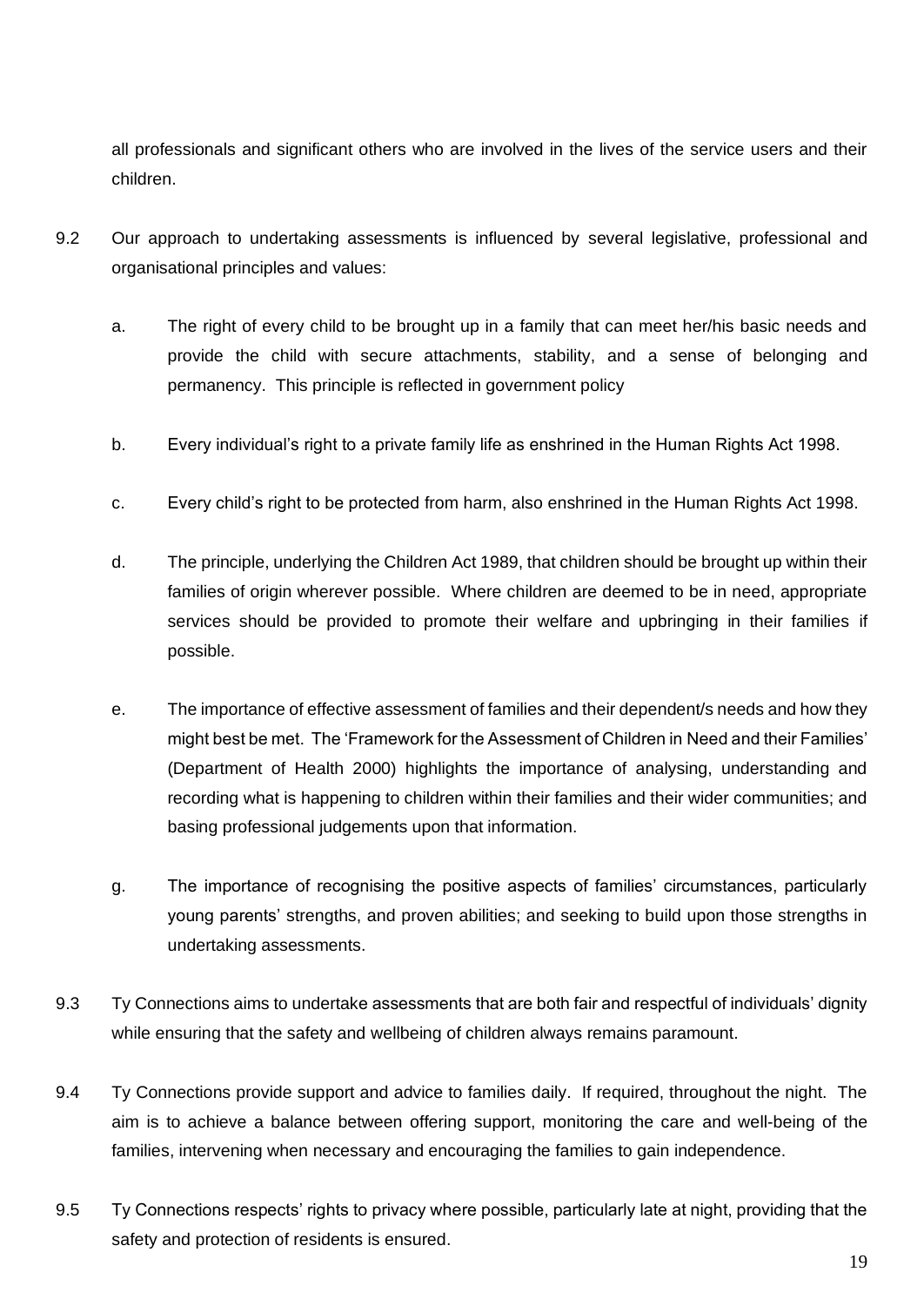all professionals and significant others who are involved in the lives of the service users and their children.

9.2 Our approach to undertaking assessments is influenced by several legislative, professional and organisational principles and values:

a. The right of every child to be brought up in a family that can meet her/his basic needs and provide the child with secure attachments, stability, and a sense of belonging and permanency. This principle is reflected in government policy

b. Every individual's right to a private family life as enshrined in the Human Rights Act 1998.

c. Every child's right to be protected from harm, also enshrined in the Human Rights Act 1998.

d. The principle, underlying the Children Act 1989, that children should be brought up within their families of origin wherever possible. Where children are deemed to be in need, appropriate services should be provided to promote their welfare and upbringing in their families if possible.

e. The importance of effective assessment of families and their dependent/s needs and how they might best be met. The 'Framework for the Assessment of Children in Need and their Families' (Department of Health 2000) highlights the importance of analysing, understanding and recording what is happening to children within their families and their wider communities; and basing professional judgements upon that information.

g. The importance of recognising the positive aspects of families' circumstances, particularly young parents' strengths, and proven abilities; and seeking to build upon those strengths in undertaking assessments.

9.3 Ty Connections aims to undertake assessments that are both fair and respectful of individuals' dignity while ensuring that the safety and wellbeing of children always remains paramount.

9.4 Ty Connections provide support and advice to families daily. If required, throughout the night. The aim is to achieve a balance between offering support, monitoring the care and well-being of the families, intervening when necessary and encouraging the families to gain independence.

9.5 Ty Connections respects' rights to privacy where possible, particularly late at night, providing that the safety and protection of residents is ensured.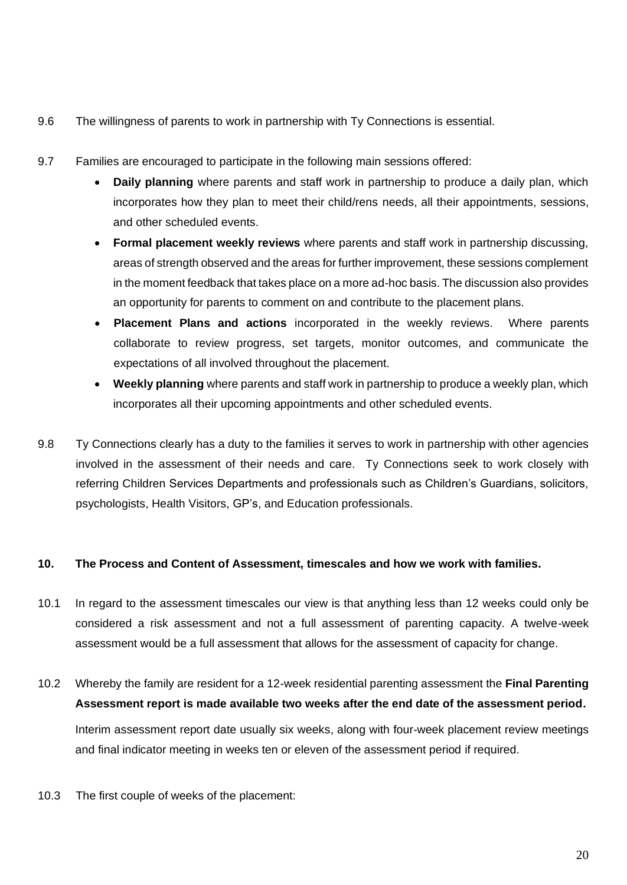9.6 The willingness of parents to work in partnership with Ty Connections is essential.

9.7 Families are encouraged to participate in the following main sessions offered:

- **Daily planning** where parents and staff work in partnership to produce a daily plan, which incorporates how they plan to meet their child/rens needs, all their appointments, sessions, and other scheduled events.
- **Formal placement weekly reviews** where parents and staff work in partnership discussing, areas of strength observed and the areas for further improvement, these sessions complement in the moment feedback that takes place on a more ad-hoc basis. The discussion also provides an opportunity for parents to comment on and contribute to the placement plans.
- **Placement Plans and actions** incorporated in the weekly reviews. Where parents collaborate to review progress, set targets, monitor outcomes, and communicate the expectations of all involved throughout the placement.
- **Weekly planning** where parents and staff work in partnership to produce a weekly plan, which incorporates all their upcoming appointments and other scheduled events.

9.8 Ty Connections clearly has a duty to the families it serves to work in partnership with other agencies involved in the assessment of their needs and care. Ty Connections seek to work closely with referring Children Services Departments and professionals such as Children's Guardians, solicitors, psychologists, Health Visitors, GP's, and Education professionals.

## 10. The Process and Content of Assessment, timescales and how we work with families.

10.1 In regard to the assessment timescales our view is that anything less than 12 weeks could only be considered a risk assessment and not a full assessment of parenting capacity. A twelve-week assessment would be a full assessment that allows for the assessment of capacity for change.

10.2 Whereby the family are resident for a 12-week residential parenting assessment the **Final Parenting Assessment report is made available two weeks after the end date of the assessment period.**

Interim assessment report date usually six weeks, along with four-week placement review meetings and final indicator meeting in weeks ten or eleven of the assessment period if required.

10.3 The first couple of weeks of the placement: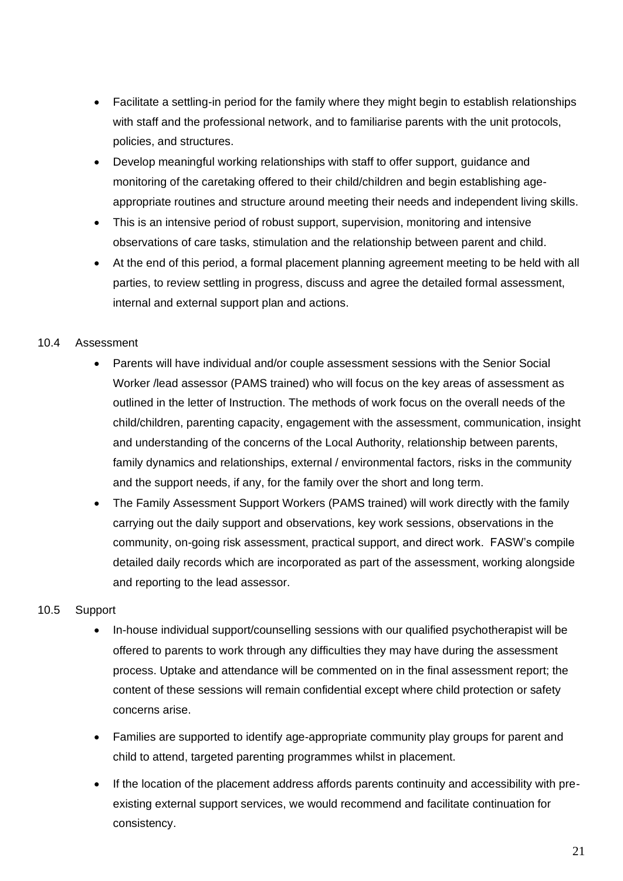- Facilitate a settling-in period for the family where they might begin to establish relationships with staff and the professional network, and to familiarise parents with the unit protocols, policies, and structures.
- Develop meaningful working relationships with staff to offer support, guidance and monitoring of the caretaking offered to their child/children and begin establishing age-appropriate routines and structure around meeting their needs and independent living skills.
- This is an intensive period of robust support, supervision, monitoring and intensive observations of care tasks, stimulation and the relationship between parent and child.
- At the end of this period, a formal placement planning agreement meeting to be held with all parties, to review settling in progress, discuss and agree the detailed formal assessment, internal and external support plan and actions.

10.4 Assessment

- Parents will have individual and/or couple assessment sessions with the Senior Social Worker /lead assessor (PAMS trained) who will focus on the key areas of assessment as outlined in the letter of Instruction. The methods of work focus on the overall needs of the child/children, parenting capacity, engagement with the assessment, communication, insight and understanding of the concerns of the Local Authority, relationship between parents, family dynamics and relationships, external / environmental factors, risks in the community and the support needs, if any, for the family over the short and long term.
- The Family Assessment Support Workers (PAMS trained) will work directly with the family carrying out the daily support and observations, key work sessions, observations in the community, on-going risk assessment, practical support, and direct work. FASW's compile detailed daily records which are incorporated as part of the assessment, working alongside and reporting to the lead assessor.

10.5 Support

- In-house individual support/counselling sessions with our qualified psychotherapist will be offered to parents to work through any difficulties they may have during the assessment process. Uptake and attendance will be commented on in the final assessment report; the content of these sessions will remain confidential except where child protection or safety concerns arise.
- Families are supported to identify age-appropriate community play groups for parent and child to attend, targeted parenting programmes whilst in placement.
- If the location of the placement address affords parents continuity and accessibility with pre-existing external support services, we would recommend and facilitate continuation for consistency.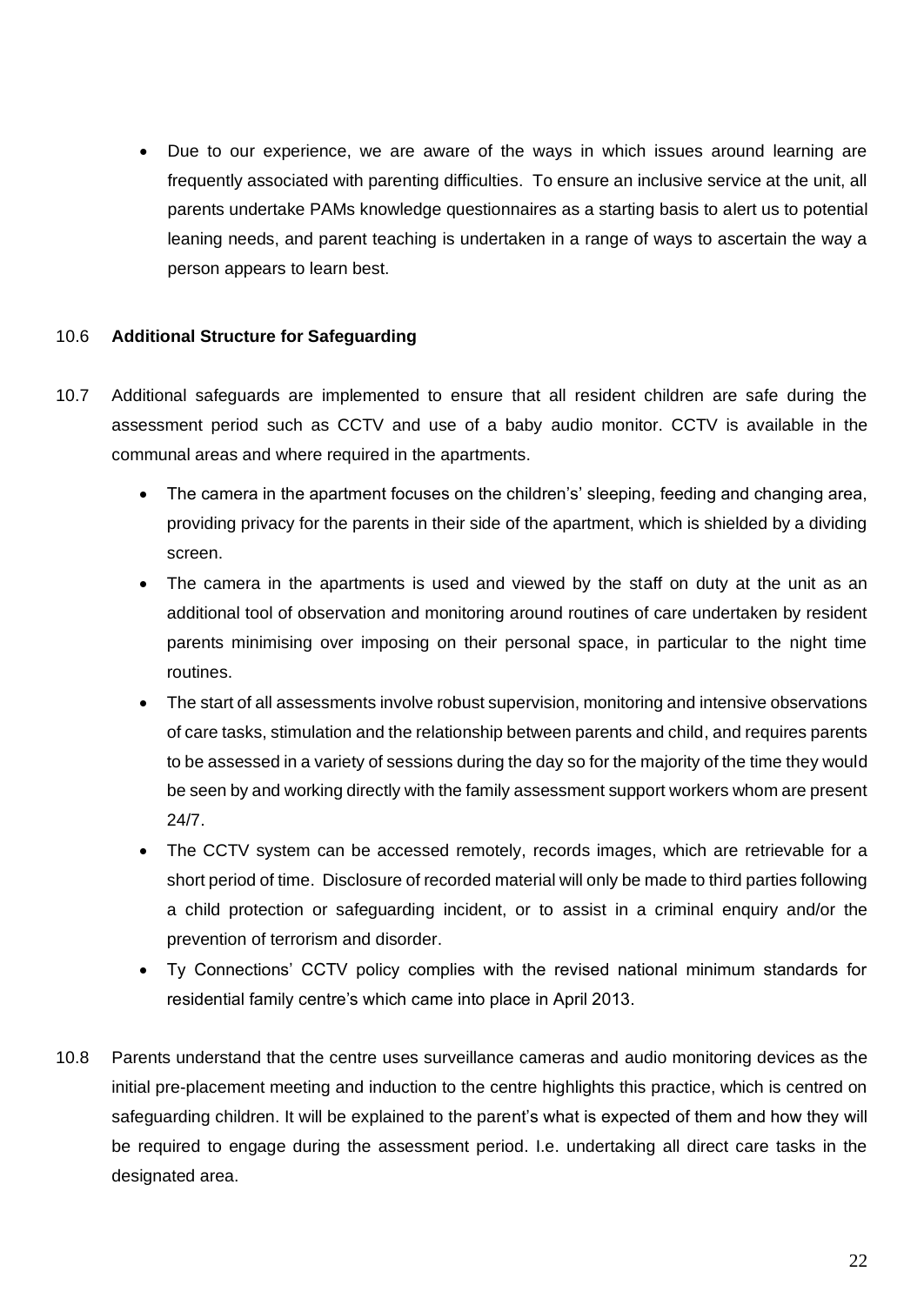- Due to our experience, we are aware of the ways in which issues around learning are frequently associated with parenting difficulties. To ensure an inclusive service at the unit, all parents undertake PAMs knowledge questionnaires as a starting basis to alert us to potential leaning needs, and parent teaching is undertaken in a range of ways to ascertain the way a person appears to learn best.

10.6 **Additional Structure for Safeguarding**

10.7 Additional safeguards are implemented to ensure that all resident children are safe during the assessment period such as CCTV and use of a baby audio monitor. CCTV is available in the communal areas and where required in the apartments.

- The camera in the apartment focuses on the children's' sleeping, feeding and changing area, providing privacy for the parents in their side of the apartment, which is shielded by a dividing screen.
- The camera in the apartments is used and viewed by the staff on duty at the unit as an additional tool of observation and monitoring around routines of care undertaken by resident parents minimising over imposing on their personal space, in particular to the night time routines.
- The start of all assessments involve robust supervision, monitoring and intensive observations of care tasks, stimulation and the relationship between parents and child, and requires parents to be assessed in a variety of sessions during the day so for the majority of the time they would be seen by and working directly with the family assessment support workers whom are present 24/7.
- The CCTV system can be accessed remotely, records images, which are retrievable for a short period of time. Disclosure of recorded material will only be made to third parties following a child protection or safeguarding incident, or to assist in a criminal enquiry and/or the prevention of terrorism and disorder.
- Ty Connections' CCTV policy complies with the revised national minimum standards for residential family centre's which came into place in April 2013.

10.8 Parents understand that the centre uses surveillance cameras and audio monitoring devices as the initial pre-placement meeting and induction to the centre highlights this practice, which is centred on safeguarding children. It will be explained to the parent's what is expected of them and how they will be required to engage during the assessment period. I.e. undertaking all direct care tasks in the designated area.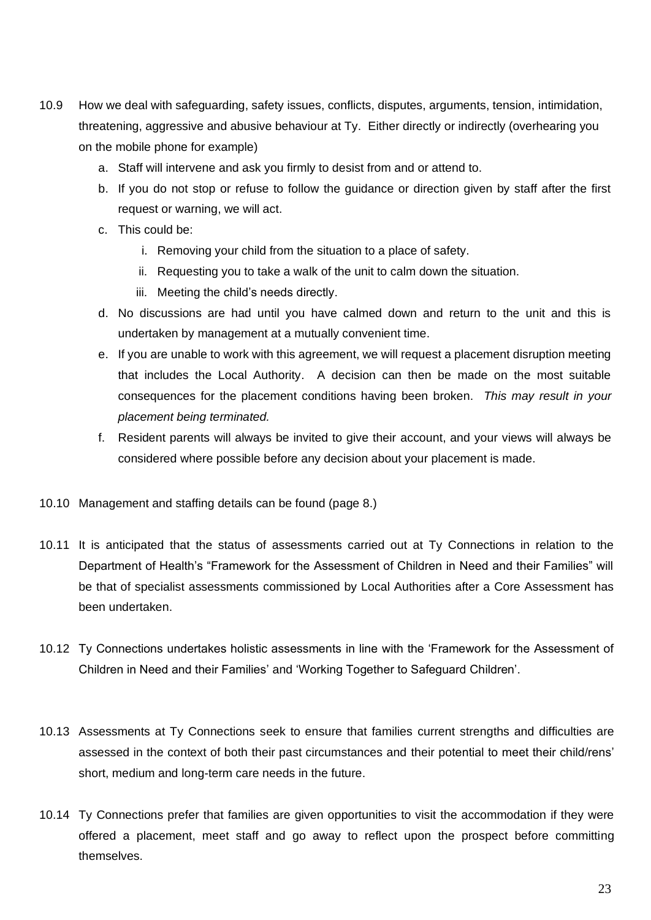10.9 How we deal with safeguarding, safety issues, conflicts, disputes, arguments, tension, intimidation, threatening, aggressive and abusive behaviour at Ty. Either directly or indirectly (overhearing you on the mobile phone for example)

   a. Staff will intervene and ask you firmly to desist from and or attend to.
   b. If you do not stop or refuse to follow the guidance or direction given by staff after the first request or warning, we will act.
   c. This could be:
      i. Removing your child from the situation to a place of safety.
      ii. Requesting you to take a walk of the unit to calm down the situation.
      iii. Meeting the child's needs directly.
   d. No discussions are had until you have calmed down and return to the unit and this is undertaken by management at a mutually convenient time.
   e. If you are unable to work with this agreement, we will request a placement disruption meeting that includes the Local Authority. A decision can then be made on the most suitable consequences for the placement conditions having been broken. *This may result in your placement being terminated.*
   f. Resident parents will always be invited to give their account, and your views will always be considered where possible before any decision about your placement is made.

10.10 Management and staffing details can be found (page 8.)

10.11 It is anticipated that the status of assessments carried out at Ty Connections in relation to the Department of Health's "Framework for the Assessment of Children in Need and their Families" will be that of specialist assessments commissioned by Local Authorities after a Core Assessment has been undertaken.

10.12 Ty Connections undertakes holistic assessments in line with the 'Framework for the Assessment of Children in Need and their Families' and 'Working Together to Safeguard Children'.

10.13 Assessments at Ty Connections seek to ensure that families current strengths and difficulties are assessed in the context of both their past circumstances and their potential to meet their child/rens' short, medium and long-term care needs in the future.

10.14 Ty Connections prefer that families are given opportunities to visit the accommodation if they were offered a placement, meet staff and go away to reflect upon the prospect before committing themselves.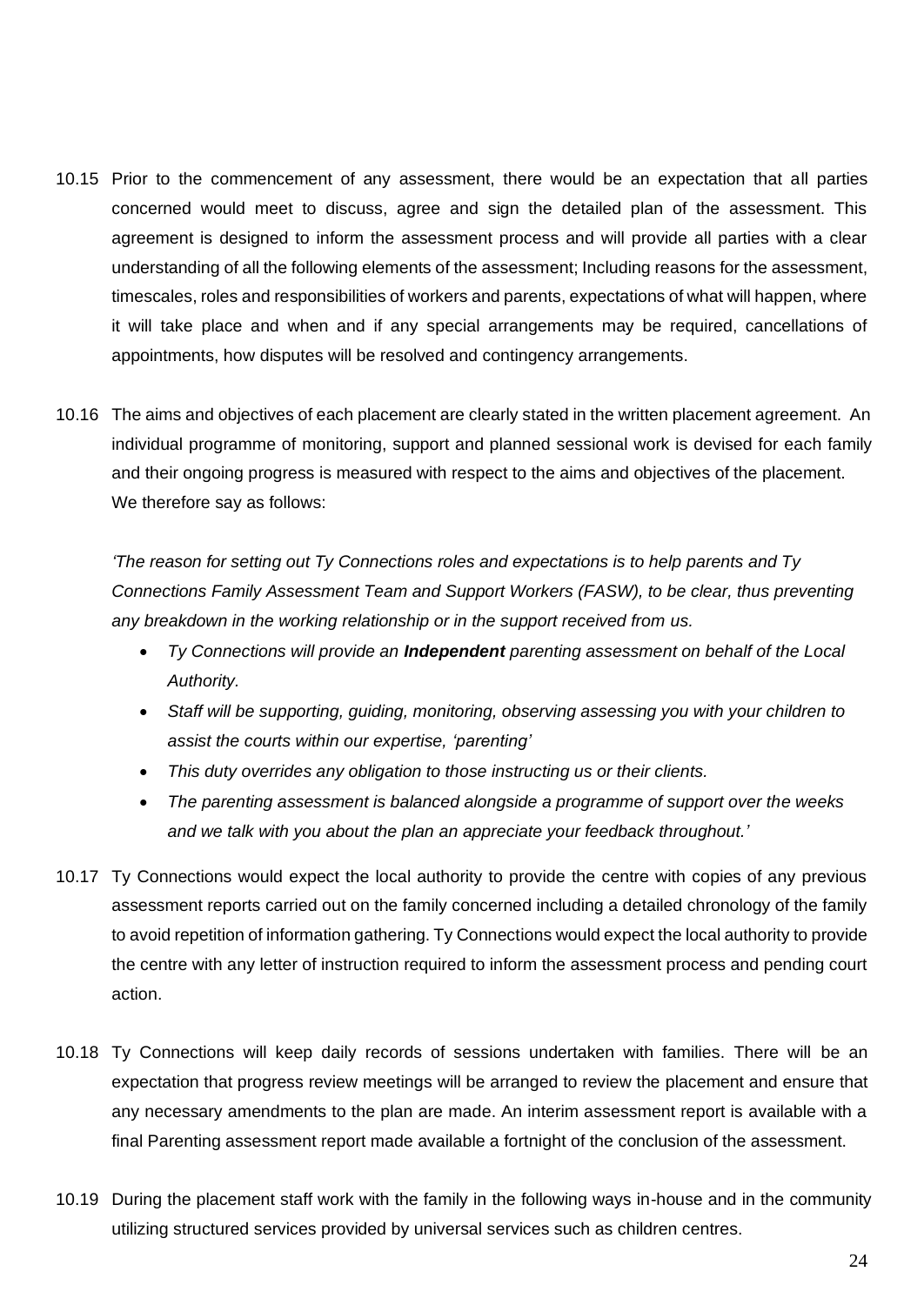10.15 Prior to the commencement of any assessment, there would be an expectation that all parties concerned would meet to discuss, agree and sign the detailed plan of the assessment. This agreement is designed to inform the assessment process and will provide all parties with a clear understanding of all the following elements of the assessment; Including reasons for the assessment, timescales, roles and responsibilities of workers and parents, expectations of what will happen, where it will take place and when and if any special arrangements may be required, cancellations of appointments, how disputes will be resolved and contingency arrangements.

10.16 The aims and objectives of each placement are clearly stated in the written placement agreement. An individual programme of monitoring, support and planned sessional work is devised for each family and their ongoing progress is measured with respect to the aims and objectives of the placement. We therefore say as follows:

*'The reason for setting out Ty Connections roles and expectations is to help parents and Ty Connections Family Assessment Team and Support Workers (FASW), to be clear, thus preventing any breakdown in the working relationship or in the support received from us.*

- *Ty Connections will provide an **Independent** parenting assessment on behalf of the Local Authority.*
- *Staff will be supporting, guiding, monitoring, observing assessing you with your children to assist the courts within our expertise, 'parenting'*
- *This duty overrides any obligation to those instructing us or their clients.*
- *The parenting assessment is balanced alongside a programme of support over the weeks and we talk with you about the plan an appreciate your feedback throughout.'*

10.17 Ty Connections would expect the local authority to provide the centre with copies of any previous assessment reports carried out on the family concerned including a detailed chronology of the family to avoid repetition of information gathering. Ty Connections would expect the local authority to provide the centre with any letter of instruction required to inform the assessment process and pending court action.

10.18 Ty Connections will keep daily records of sessions undertaken with families. There will be an expectation that progress review meetings will be arranged to review the placement and ensure that any necessary amendments to the plan are made. An interim assessment report is available with a final Parenting assessment report made available a fortnight of the conclusion of the assessment.

10.19 During the placement staff work with the family in the following ways in-house and in the community utilizing structured services provided by universal services such as children centres.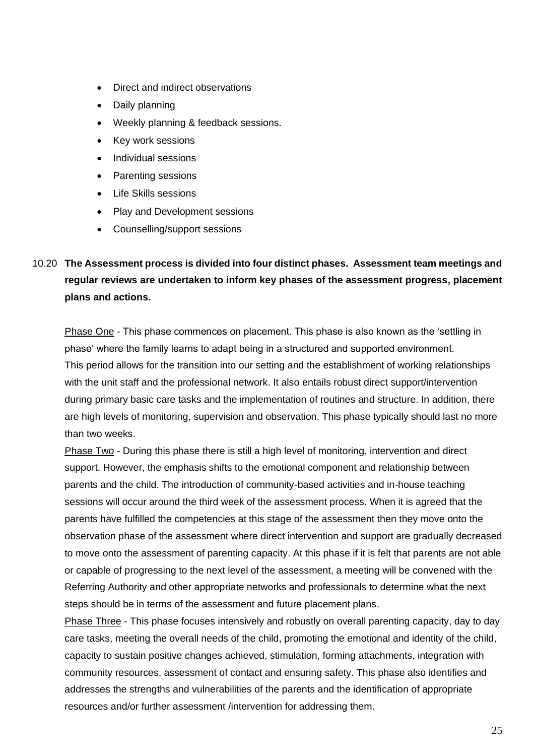- Direct and indirect observations
- Daily planning
- Weekly planning & feedback sessions.
- Key work sessions
- Individual sessions
- Parenting sessions
- Life Skills sessions
- Play and Development sessions
- Counselling/support sessions

10.20 **The Assessment process is divided into four distinct phases. Assessment team meetings and regular reviews are undertaken to inform key phases of the assessment progress, placement plans and actions.**

<u>Phase One</u> - This phase commences on placement. This phase is also known as the 'settling in phase' where the family learns to adapt being in a structured and supported environment. This period allows for the transition into our setting and the establishment of working relationships with the unit staff and the professional network. It also entails robust direct support/intervention during primary basic care tasks and the implementation of routines and structure. In addition, there are high levels of monitoring, supervision and observation. This phase typically should last no more than two weeks.

<u>Phase Two</u> - During this phase there is still a high level of monitoring, intervention and direct support. However, the emphasis shifts to the emotional component and relationship between parents and the child. The introduction of community-based activities and in-house teaching sessions will occur around the third week of the assessment process. When it is agreed that the parents have fulfilled the competencies at this stage of the assessment then they move onto the observation phase of the assessment where direct intervention and support are gradually decreased to move onto the assessment of parenting capacity. At this phase if it is felt that parents are not able or capable of progressing to the next level of the assessment, a meeting will be convened with the Referring Authority and other appropriate networks and professionals to determine what the next steps should be in terms of the assessment and future placement plans.

<u>Phase Three</u> - This phase focuses intensively and robustly on overall parenting capacity, day to day care tasks, meeting the overall needs of the child, promoting the emotional and identity of the child, capacity to sustain positive changes achieved, stimulation, forming attachments, integration with community resources, assessment of contact and ensuring safety. This phase also identifies and addresses the strengths and vulnerabilities of the parents and the identification of appropriate resources and/or further assessment /intervention for addressing them.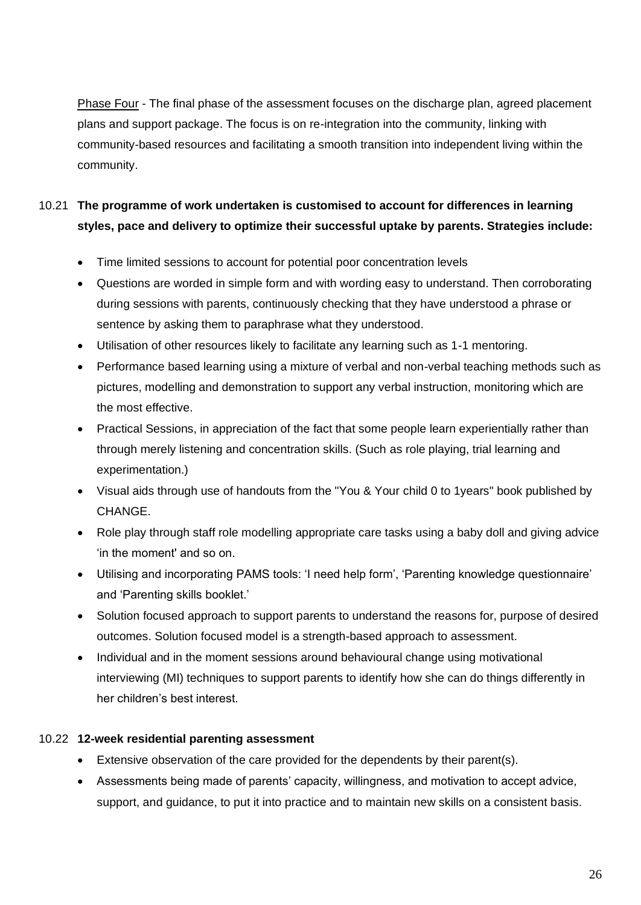Phase Four - The final phase of the assessment focuses on the discharge plan, agreed placement plans and support package. The focus is on re-integration into the community, linking with community-based resources and facilitating a smooth transition into independent living within the community.

10.21 **The programme of work undertaken is customised to account for differences in learning styles, pace and delivery to optimize their successful uptake by parents. Strategies include:**

- Time limited sessions to account for potential poor concentration levels
- Questions are worded in simple form and with wording easy to understand. Then corroborating during sessions with parents, continuously checking that they have understood a phrase or sentence by asking them to paraphrase what they understood.
- Utilisation of other resources likely to facilitate any learning such as 1-1 mentoring.
- Performance based learning using a mixture of verbal and non-verbal teaching methods such as pictures, modelling and demonstration to support any verbal instruction, monitoring which are the most effective.
- Practical Sessions, in appreciation of the fact that some people learn experientially rather than through merely listening and concentration skills. (Such as role playing, trial learning and experimentation.)
- Visual aids through use of handouts from the "You & Your child 0 to 1years" book published by CHANGE.
- Role play through staff role modelling appropriate care tasks using a baby doll and giving advice 'in the moment' and so on.
- Utilising and incorporating PAMS tools: 'I need help form', 'Parenting knowledge questionnaire' and 'Parenting skills booklet.'
- Solution focused approach to support parents to understand the reasons for, purpose of desired outcomes. Solution focused model is a strength-based approach to assessment.
- Individual and in the moment sessions around behavioural change using motivational interviewing (MI) techniques to support parents to identify how she can do things differently in her children's best interest.

10.22 **12-week residential parenting assessment**

- Extensive observation of the care provided for the dependents by their parent(s).
- Assessments being made of parents' capacity, willingness, and motivation to accept advice, support, and guidance, to put it into practice and to maintain new skills on a consistent basis.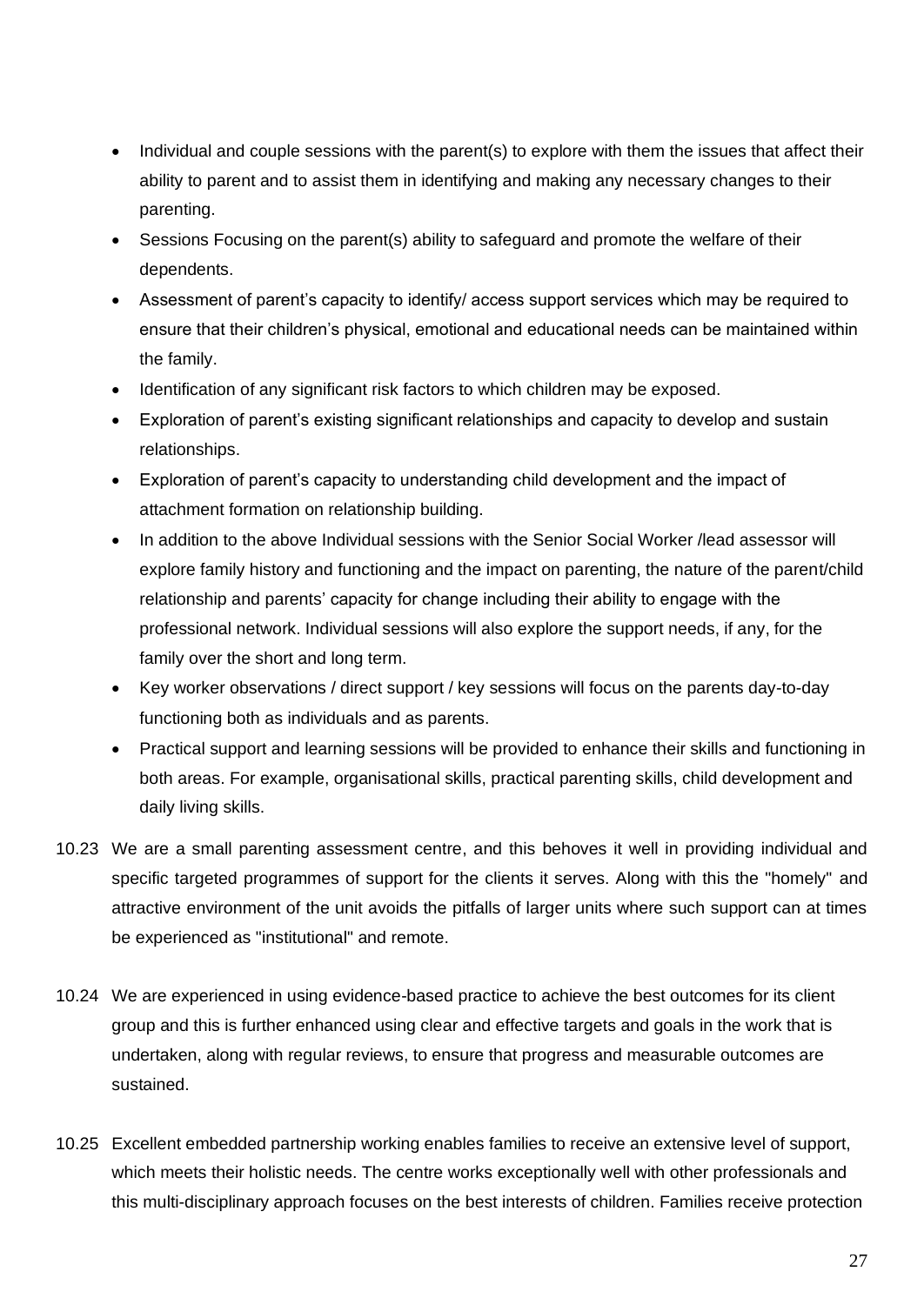- Individual and couple sessions with the parent(s) to explore with them the issues that affect their ability to parent and to assist them in identifying and making any necessary changes to their parenting.
- Sessions Focusing on the parent(s) ability to safeguard and promote the welfare of their dependents.
- Assessment of parent's capacity to identify/ access support services which may be required to ensure that their children's physical, emotional and educational needs can be maintained within the family.
- Identification of any significant risk factors to which children may be exposed.
- Exploration of parent's existing significant relationships and capacity to develop and sustain relationships.
- Exploration of parent's capacity to understanding child development and the impact of attachment formation on relationship building.
- In addition to the above Individual sessions with the Senior Social Worker /lead assessor will explore family history and functioning and the impact on parenting, the nature of the parent/child relationship and parents' capacity for change including their ability to engage with the professional network. Individual sessions will also explore the support needs, if any, for the family over the short and long term.
- Key worker observations / direct support / key sessions will focus on the parents day-to-day functioning both as individuals and as parents.
- Practical support and learning sessions will be provided to enhance their skills and functioning in both areas. For example, organisational skills, practical parenting skills, child development and daily living skills.

10.23 We are a small parenting assessment centre, and this behoves it well in providing individual and specific targeted programmes of support for the clients it serves. Along with this the "homely" and attractive environment of the unit avoids the pitfalls of larger units where such support can at times be experienced as "institutional" and remote.

10.24 We are experienced in using evidence-based practice to achieve the best outcomes for its client group and this is further enhanced using clear and effective targets and goals in the work that is undertaken, along with regular reviews, to ensure that progress and measurable outcomes are sustained.

10.25 Excellent embedded partnership working enables families to receive an extensive level of support, which meets their holistic needs. The centre works exceptionally well with other professionals and this multi-disciplinary approach focuses on the best interests of children. Families receive protection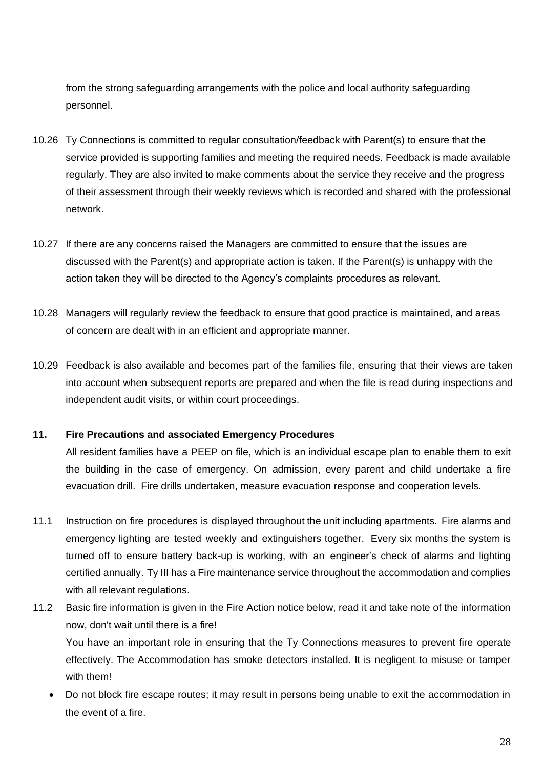from the strong safeguarding arrangements with the police and local authority safeguarding personnel.

10.26 Ty Connections is committed to regular consultation/feedback with Parent(s) to ensure that the service provided is supporting families and meeting the required needs. Feedback is made available regularly. They are also invited to make comments about the service they receive and the progress of their assessment through their weekly reviews which is recorded and shared with the professional network.

10.27 If there are any concerns raised the Managers are committed to ensure that the issues are discussed with the Parent(s) and appropriate action is taken. If the Parent(s) is unhappy with the action taken they will be directed to the Agency's complaints procedures as relevant.

10.28 Managers will regularly review the feedback to ensure that good practice is maintained, and areas of concern are dealt with in an efficient and appropriate manner.

10.29 Feedback is also available and becomes part of the families file, ensuring that their views are taken into account when subsequent reports are prepared and when the file is read during inspections and independent audit visits, or within court proceedings.

## 11. Fire Precautions and associated Emergency Procedures

All resident families have a PEEP on file, which is an individual escape plan to enable them to exit the building in the case of emergency. On admission, every parent and child undertake a fire evacuation drill. Fire drills undertaken, measure evacuation response and cooperation levels.

11.1 Instruction on fire procedures is displayed throughout the unit including apartments. Fire alarms and emergency lighting are tested weekly and extinguishers together. Every six months the system is turned off to ensure battery back-up is working, with an engineer's check of alarms and lighting certified annually. Ty III has a Fire maintenance service throughout the accommodation and complies with all relevant regulations.

11.2 Basic fire information is given in the Fire Action notice below, read it and take note of the information now, don't wait until there is a fire!

You have an important role in ensuring that the Ty Connections measures to prevent fire operate effectively. The Accommodation has smoke detectors installed. It is negligent to misuse or tamper with them!

- Do not block fire escape routes; it may result in persons being unable to exit the accommodation in the event of a fire.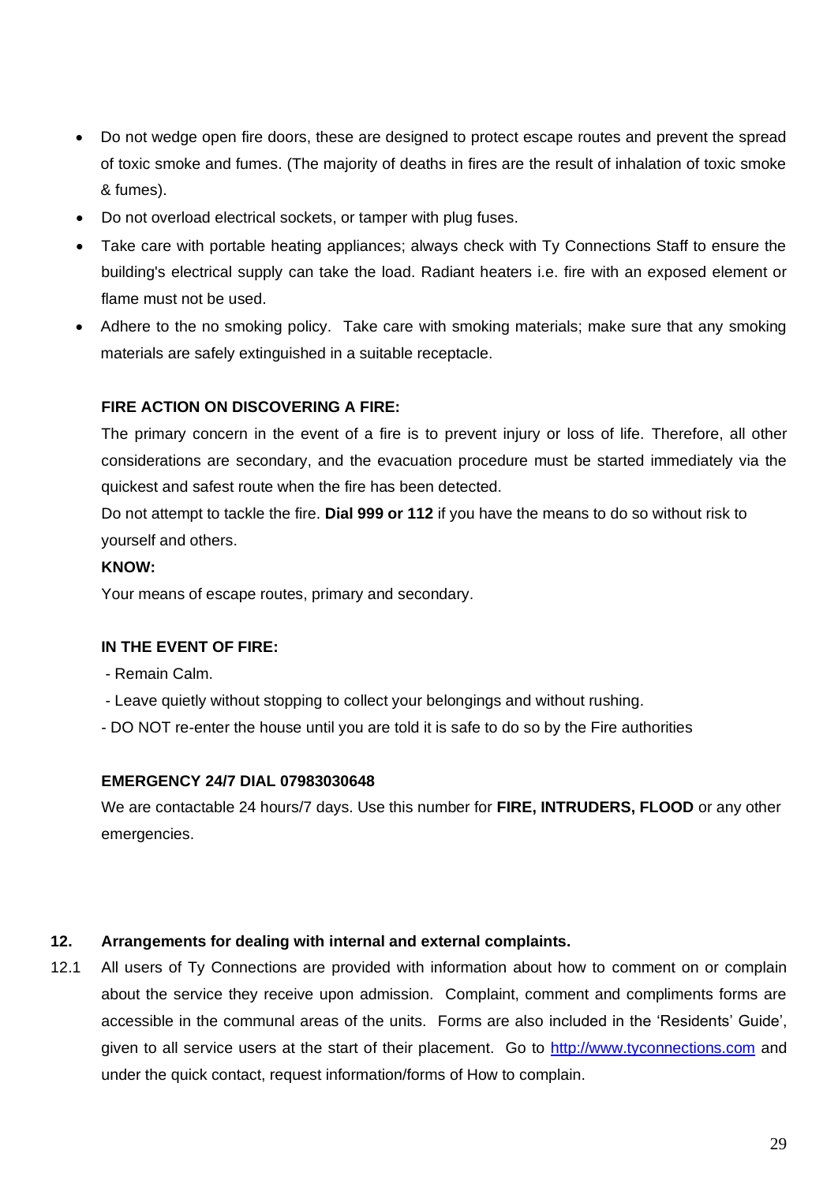- Do not wedge open fire doors, these are designed to protect escape routes and prevent the spread of toxic smoke and fumes. (The majority of deaths in fires are the result of inhalation of toxic smoke & fumes).
- Do not overload electrical sockets, or tamper with plug fuses.
- Take care with portable heating appliances; always check with Ty Connections Staff to ensure the building's electrical supply can take the load. Radiant heaters i.e. fire with an exposed element or flame must not be used.
- Adhere to the no smoking policy. Take care with smoking materials; make sure that any smoking materials are safely extinguished in a suitable receptacle.

**FIRE ACTION ON DISCOVERING A FIRE:**

The primary concern in the event of a fire is to prevent injury or loss of life. Therefore, all other considerations are secondary, and the evacuation procedure must be started immediately via the quickest and safest route when the fire has been detected.

Do not attempt to tackle the fire. **Dial 999 or 112** if you have the means to do so without risk to yourself and others.

**KNOW:**

Your means of escape routes, primary and secondary.

**IN THE EVENT OF FIRE:**

- Remain Calm.
- Leave quietly without stopping to collect your belongings and without rushing.
- DO NOT re-enter the house until you are told it is safe to do so by the Fire authorities

**EMERGENCY 24/7 DIAL 07983030648**

We are contactable 24 hours/7 days. Use this number for **FIRE, INTRUDERS, FLOOD** or any other emergencies.

## 12. Arrangements for dealing with internal and external complaints.

12.1 All users of Ty Connections are provided with information about how to comment on or complain about the service they receive upon admission. Complaint, comment and compliments forms are accessible in the communal areas of the units. Forms are also included in the 'Residents' Guide', given to all service users at the start of their placement. Go to http://www.tyconnections.com and under the quick contact, request information/forms of How to complain.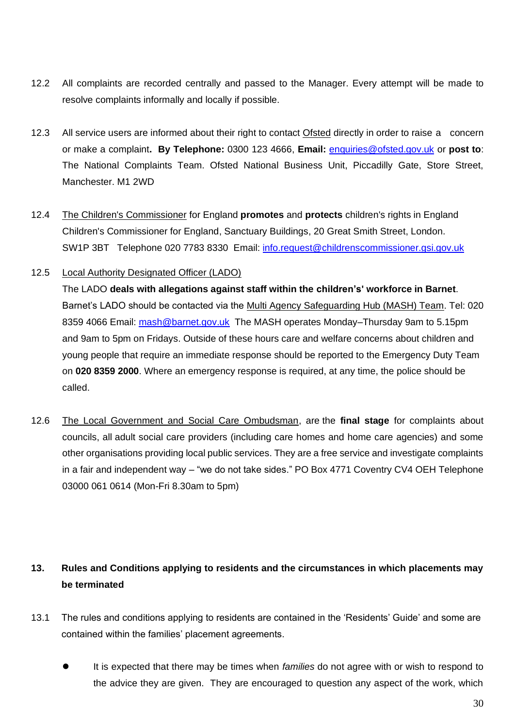12.2 All complaints are recorded centrally and passed to the Manager. Every attempt will be made to resolve complaints informally and locally if possible.

12.3 All service users are informed about their right to contact Ofsted directly in order to raise a concern or make a complaint**. By Telephone:** 0300 123 4666, **Email:** enquiries@ofsted.gov.uk or **post to**: The National Complaints Team. Ofsted National Business Unit, Piccadilly Gate, Store Street, Manchester. M1 2WD

12.4 The Children's Commissioner for England **promotes** and **protects** children's rights in England Children's Commissioner for England, Sanctuary Buildings, 20 Great Smith Street, London. SW1P 3BT Telephone 020 7783 8330 Email: info.request@childrenscommissioner.gsi.gov.uk

12.5 Local Authority Designated Officer (LADO)
The LADO **deals with allegations against staff within the children's' workforce in Barnet**. Barnet's LADO should be contacted via the Multi Agency Safeguarding Hub (MASH) Team. Tel: 020 8359 4066 Email: mash@barnet.gov.uk The MASH operates Monday–Thursday 9am to 5.15pm and 9am to 5pm on Fridays. Outside of these hours care and welfare concerns about children and young people that require an immediate response should be reported to the Emergency Duty Team on **020 8359 2000**. Where an emergency response is required, at any time, the police should be called.

12.6 The Local Government and Social Care Ombudsman, are the **final stage** for complaints about councils, all adult social care providers (including care homes and home care agencies) and some other organisations providing local public services. They are a free service and investigate complaints in a fair and independent way – "we do not take sides." PO Box 4771 Coventry CV4 OEH Telephone 03000 061 0614 (Mon-Fri 8.30am to 5pm)

## 13. Rules and Conditions applying to residents and the circumstances in which placements may be terminated

13.1 The rules and conditions applying to residents are contained in the 'Residents' Guide' and some are contained within the families' placement agreements.

- It is expected that there may be times when *families* do not agree with or wish to respond to the advice they are given. They are encouraged to question any aspect of the work, which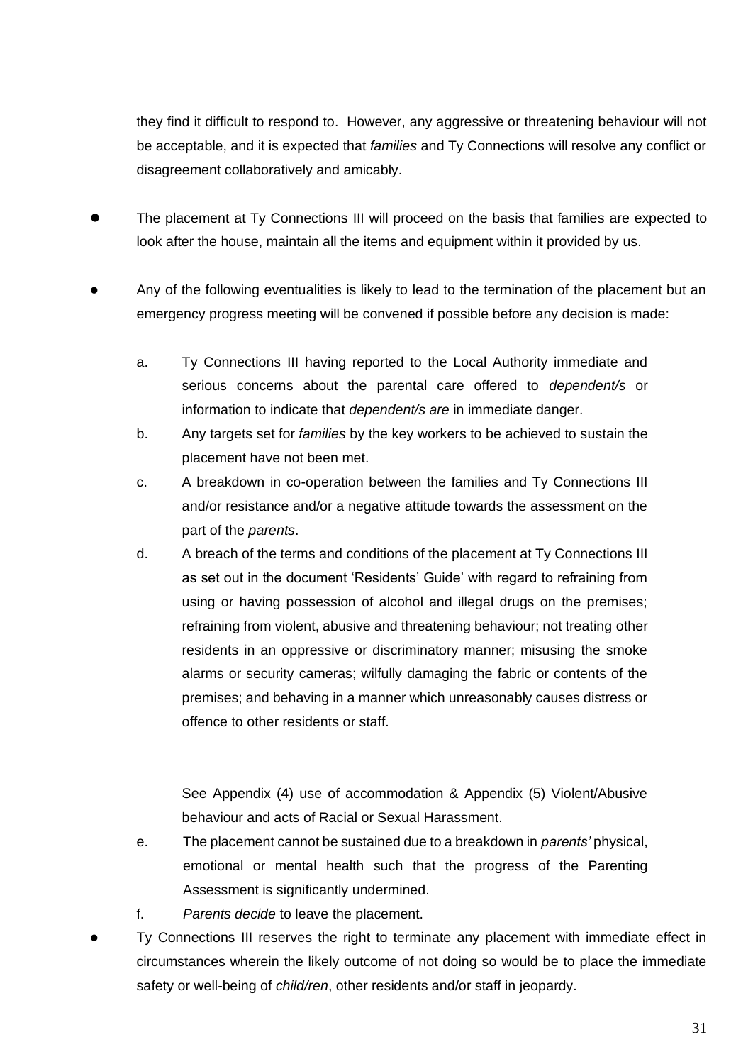they find it difficult to respond to. However, any aggressive or threatening behaviour will not be acceptable, and it is expected that *families* and Ty Connections will resolve any conflict or disagreement collaboratively and amicably.

- The placement at Ty Connections III will proceed on the basis that families are expected to look after the house, maintain all the items and equipment within it provided by us.

- Any of the following eventualities is likely to lead to the termination of the placement but an emergency progress meeting will be convened if possible before any decision is made:

  a. Ty Connections III having reported to the Local Authority immediate and serious concerns about the parental care offered to *dependent/s* or information to indicate that *dependent/s are* in immediate danger.

  b. Any targets set for *families* by the key workers to be achieved to sustain the placement have not been met.

  c. A breakdown in co-operation between the families and Ty Connections III and/or resistance and/or a negative attitude towards the assessment on the part of the *parents*.

  d. A breach of the terms and conditions of the placement at Ty Connections III as set out in the document 'Residents' Guide' with regard to refraining from using or having possession of alcohol and illegal drugs on the premises; refraining from violent, abusive and threatening behaviour; not treating other residents in an oppressive or discriminatory manner; misusing the smoke alarms or security cameras; wilfully damaging the fabric or contents of the premises; and behaving in a manner which unreasonably causes distress or offence to other residents or staff.

     See Appendix (4) use of accommodation & Appendix (5) Violent/Abusive behaviour and acts of Racial or Sexual Harassment.

  e. The placement cannot be sustained due to a breakdown in *parents'* physical, emotional or mental health such that the progress of the Parenting Assessment is significantly undermined.

  f. *Parents decide* to leave the placement.

- Ty Connections III reserves the right to terminate any placement with immediate effect in circumstances wherein the likely outcome of not doing so would be to place the immediate safety or well-being of *child/ren*, other residents and/or staff in jeopardy.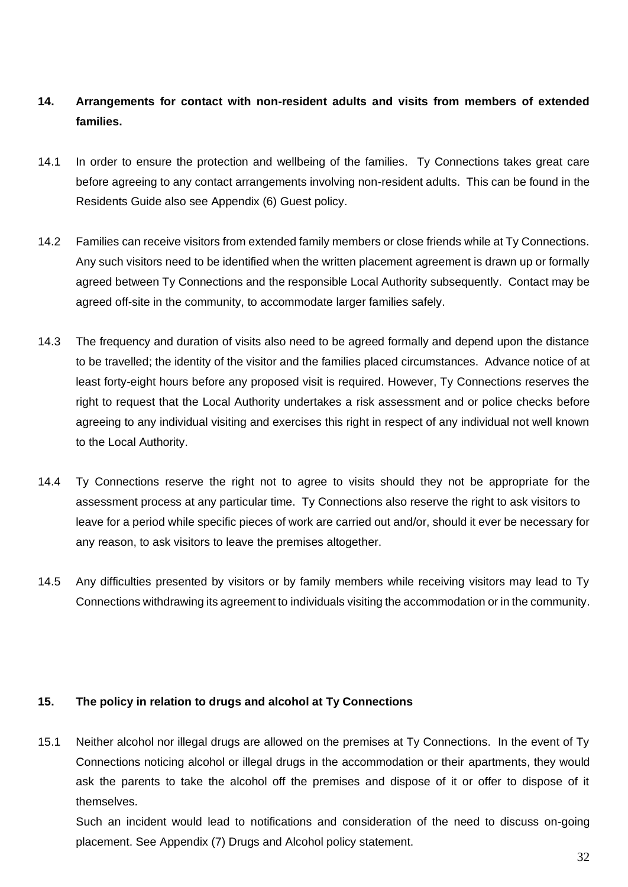## 14. Arrangements for contact with non-resident adults and visits from members of extended families.

14.1 In order to ensure the protection and wellbeing of the families. Ty Connections takes great care before agreeing to any contact arrangements involving non-resident adults. This can be found in the Residents Guide also see Appendix (6) Guest policy.

14.2 Families can receive visitors from extended family members or close friends while at Ty Connections. Any such visitors need to be identified when the written placement agreement is drawn up or formally agreed between Ty Connections and the responsible Local Authority subsequently. Contact may be agreed off-site in the community, to accommodate larger families safely.

14.3 The frequency and duration of visits also need to be agreed formally and depend upon the distance to be travelled; the identity of the visitor and the families placed circumstances. Advance notice of at least forty-eight hours before any proposed visit is required. However, Ty Connections reserves the right to request that the Local Authority undertakes a risk assessment and or police checks before agreeing to any individual visiting and exercises this right in respect of any individual not well known to the Local Authority.

14.4 Ty Connections reserve the right not to agree to visits should they not be appropriate for the assessment process at any particular time. Ty Connections also reserve the right to ask visitors to leave for a period while specific pieces of work are carried out and/or, should it ever be necessary for any reason, to ask visitors to leave the premises altogether.

14.5 Any difficulties presented by visitors or by family members while receiving visitors may lead to Ty Connections withdrawing its agreement to individuals visiting the accommodation or in the community.

## 15. The policy in relation to drugs and alcohol at Ty Connections

15.1 Neither alcohol nor illegal drugs are allowed on the premises at Ty Connections. In the event of Ty Connections noticing alcohol or illegal drugs in the accommodation or their apartments, they would ask the parents to take the alcohol off the premises and dispose of it or offer to dispose of it themselves.

Such an incident would lead to notifications and consideration of the need to discuss on-going placement. See Appendix (7) Drugs and Alcohol policy statement.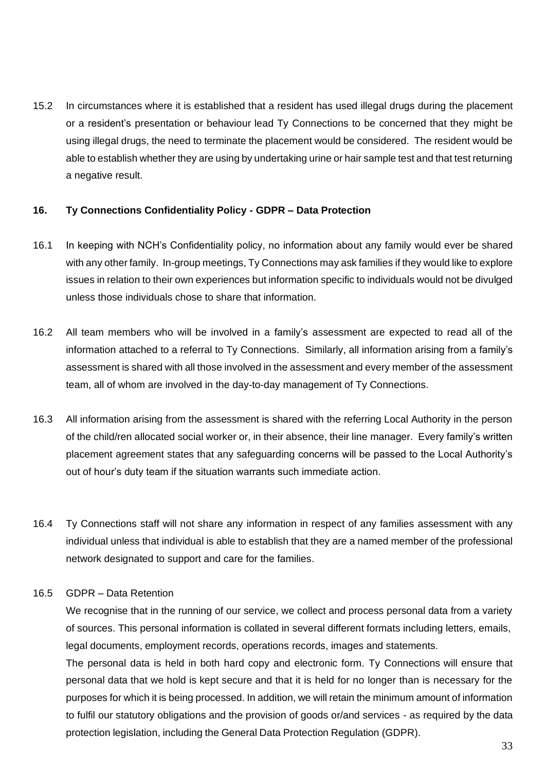15.2 In circumstances where it is established that a resident has used illegal drugs during the placement or a resident's presentation or behaviour lead Ty Connections to be concerned that they might be using illegal drugs, the need to terminate the placement would be considered. The resident would be able to establish whether they are using by undertaking urine or hair sample test and that test returning a negative result.

### 16. Ty Connections Confidentiality Policy - GDPR – Data Protection

16.1 In keeping with NCH's Confidentiality policy, no information about any family would ever be shared with any other family. In-group meetings, Ty Connections may ask families if they would like to explore issues in relation to their own experiences but information specific to individuals would not be divulged unless those individuals chose to share that information.

16.2 All team members who will be involved in a family's assessment are expected to read all of the information attached to a referral to Ty Connections. Similarly, all information arising from a family's assessment is shared with all those involved in the assessment and every member of the assessment team, all of whom are involved in the day-to-day management of Ty Connections.

16.3 All information arising from the assessment is shared with the referring Local Authority in the person of the child/ren allocated social worker or, in their absence, their line manager. Every family's written placement agreement states that any safeguarding concerns will be passed to the Local Authority's out of hour's duty team if the situation warrants such immediate action.

16.4 Ty Connections staff will not share any information in respect of any families assessment with any individual unless that individual is able to establish that they are a named member of the professional network designated to support and care for the families.

16.5 GDPR – Data Retention

We recognise that in the running of our service, we collect and process personal data from a variety of sources. This personal information is collated in several different formats including letters, emails, legal documents, employment records, operations records, images and statements.

The personal data is held in both hard copy and electronic form. Ty Connections will ensure that personal data that we hold is kept secure and that it is held for no longer than is necessary for the purposes for which it is being processed. In addition, we will retain the minimum amount of information to fulfil our statutory obligations and the provision of goods or/and services - as required by the data protection legislation, including the General Data Protection Regulation (GDPR).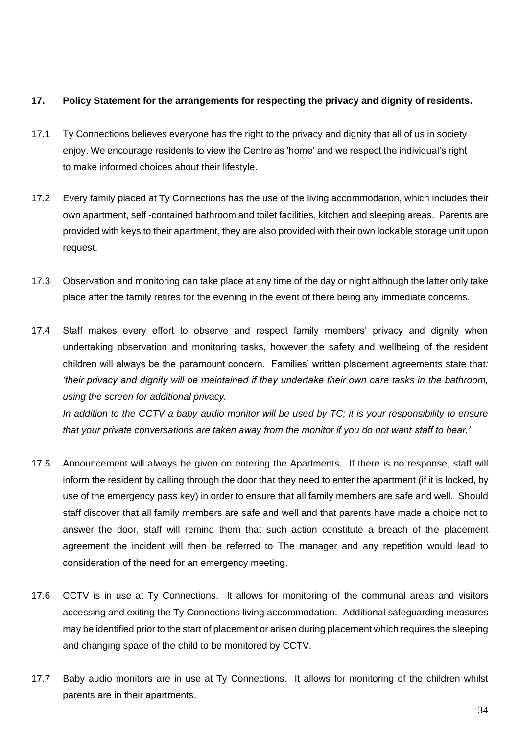**17. Policy Statement for the arrangements for respecting the privacy and dignity of residents.**

17.1 Ty Connections believes everyone has the right to the privacy and dignity that all of us in society enjoy. We encourage residents to view the Centre as 'home' and we respect the individual's right to make informed choices about their lifestyle.

17.2 Every family placed at Ty Connections has the use of the living accommodation, which includes their own apartment, self -contained bathroom and toilet facilities, kitchen and sleeping areas. Parents are provided with keys to their apartment, they are also provided with their own lockable storage unit upon request.

17.3 Observation and monitoring can take place at any time of the day or night although the latter only take place after the family retires for the evening in the event of there being any immediate concerns.

17.4 Staff makes every effort to observe and respect family members' privacy and dignity when undertaking observation and monitoring tasks, however the safety and wellbeing of the resident children will always be the paramount concern. Families' written placement agreements state that: *'their privacy and dignity will be maintained if they undertake their own care tasks in the bathroom, using the screen for additional privacy.*

*In addition to the CCTV a baby audio monitor will be used by TC; it is your responsibility to ensure that your private conversations are taken away from the monitor if you do not want staff to hear.'*

17.5 Announcement will always be given on entering the Apartments. If there is no response, staff will inform the resident by calling through the door that they need to enter the apartment (if it is locked, by use of the emergency pass key) in order to ensure that all family members are safe and well. Should staff discover that all family members are safe and well and that parents have made a choice not to answer the door, staff will remind them that such action constitute a breach of the placement agreement the incident will then be referred to The manager and any repetition would lead to consideration of the need for an emergency meeting.

17.6 CCTV is in use at Ty Connections. It allows for monitoring of the communal areas and visitors accessing and exiting the Ty Connections living accommodation. Additional safeguarding measures may be identified prior to the start of placement or arisen during placement which requires the sleeping and changing space of the child to be monitored by CCTV.

17.7 Baby audio monitors are in use at Ty Connections. It allows for monitoring of the children whilst parents are in their apartments.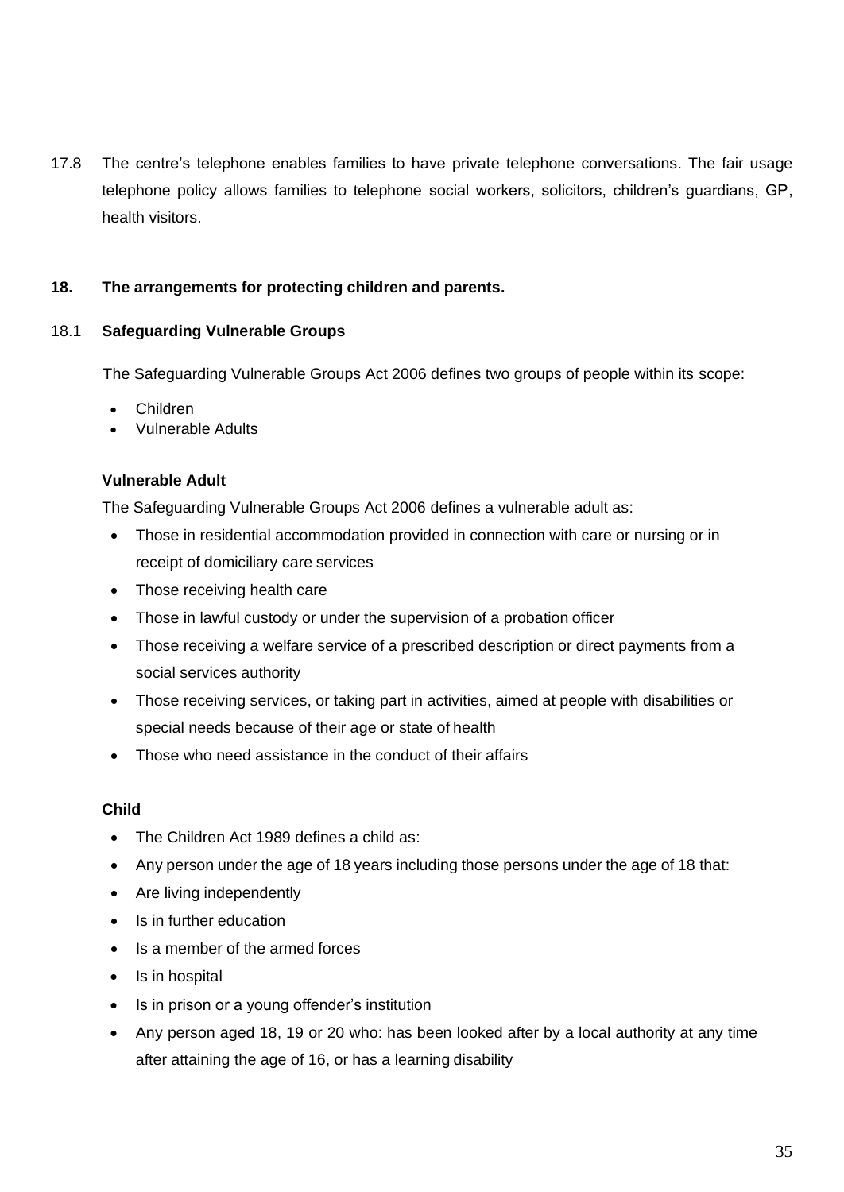17.8 The centre's telephone enables families to have private telephone conversations. The fair usage telephone policy allows families to telephone social workers, solicitors, children's guardians, GP, health visitors.

## 18. The arrangements for protecting children and parents.

### 18.1 Safeguarding Vulnerable Groups

The Safeguarding Vulnerable Groups Act 2006 defines two groups of people within its scope:

- Children
- Vulnerable Adults

**Vulnerable Adult**

The Safeguarding Vulnerable Groups Act 2006 defines a vulnerable adult as:

- Those in residential accommodation provided in connection with care or nursing or in receipt of domiciliary care services
- Those receiving health care
- Those in lawful custody or under the supervision of a probation officer
- Those receiving a welfare service of a prescribed description or direct payments from a social services authority
- Those receiving services, or taking part in activities, aimed at people with disabilities or special needs because of their age or state of health
- Those who need assistance in the conduct of their affairs

**Child**

- The Children Act 1989 defines a child as:
- Any person under the age of 18 years including those persons under the age of 18 that:
- Are living independently
- Is in further education
- Is a member of the armed forces
- Is in hospital
- Is in prison or a young offender's institution
- Any person aged 18, 19 or 20 who: has been looked after by a local authority at any time after attaining the age of 16, or has a learning disability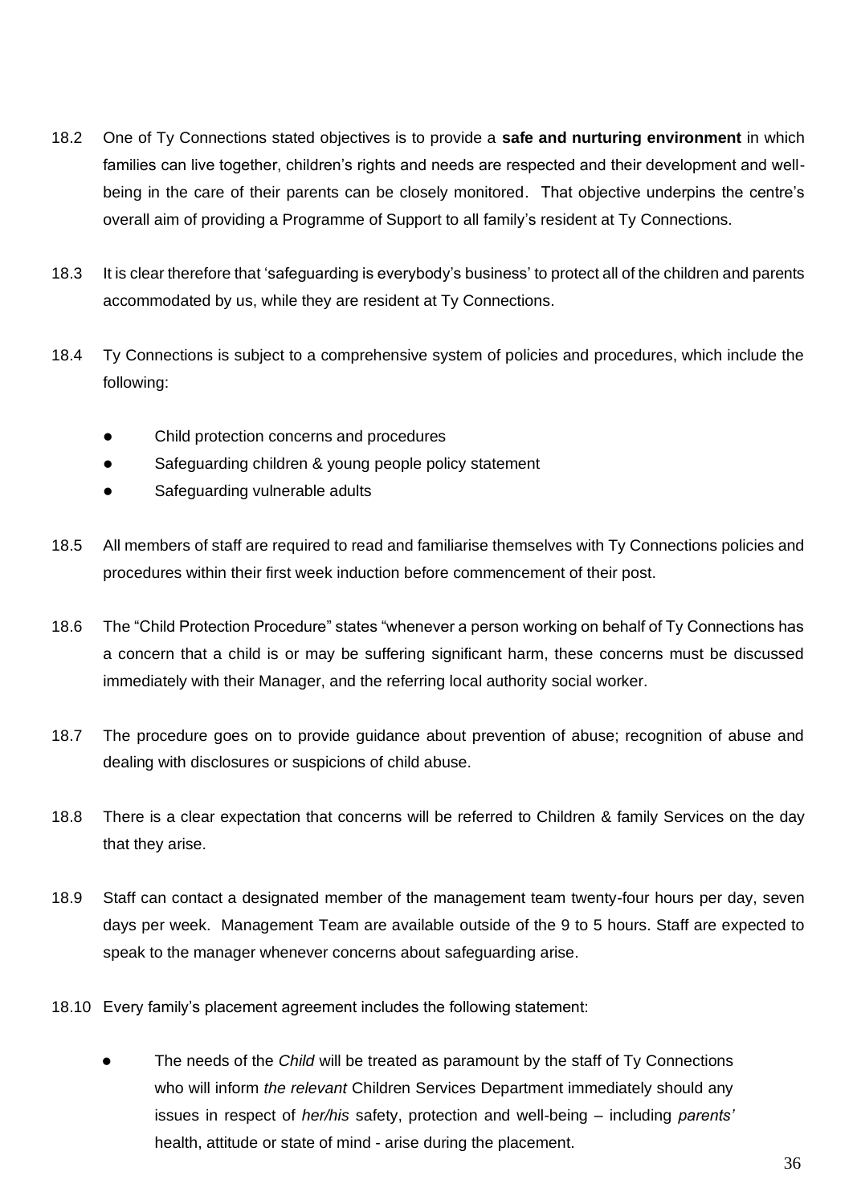18.2 One of Ty Connections stated objectives is to provide a **safe and nurturing environment** in which families can live together, children's rights and needs are respected and their development and well-being in the care of their parents can be closely monitored. That objective underpins the centre's overall aim of providing a Programme of Support to all family's resident at Ty Connections.

18.3 It is clear therefore that 'safeguarding is everybody's business' to protect all of the children and parents accommodated by us, while they are resident at Ty Connections.

18.4 Ty Connections is subject to a comprehensive system of policies and procedures, which include the following:

- Child protection concerns and procedures
- Safeguarding children & young people policy statement
- Safeguarding vulnerable adults

18.5 All members of staff are required to read and familiarise themselves with Ty Connections policies and procedures within their first week induction before commencement of their post.

18.6 The "Child Protection Procedure" states "whenever a person working on behalf of Ty Connections has a concern that a child is or may be suffering significant harm, these concerns must be discussed immediately with their Manager, and the referring local authority social worker.

18.7 The procedure goes on to provide guidance about prevention of abuse; recognition of abuse and dealing with disclosures or suspicions of child abuse.

18.8 There is a clear expectation that concerns will be referred to Children & family Services on the day that they arise.

18.9 Staff can contact a designated member of the management team twenty-four hours per day, seven days per week. Management Team are available outside of the 9 to 5 hours. Staff are expected to speak to the manager whenever concerns about safeguarding arise.

18.10 Every family's placement agreement includes the following statement:

- The needs of the *Child* will be treated as paramount by the staff of Ty Connections who will inform *the relevant* Children Services Department immediately should any issues in respect of *her/his* safety, protection and well-being – including *parents'* health, attitude or state of mind - arise during the placement.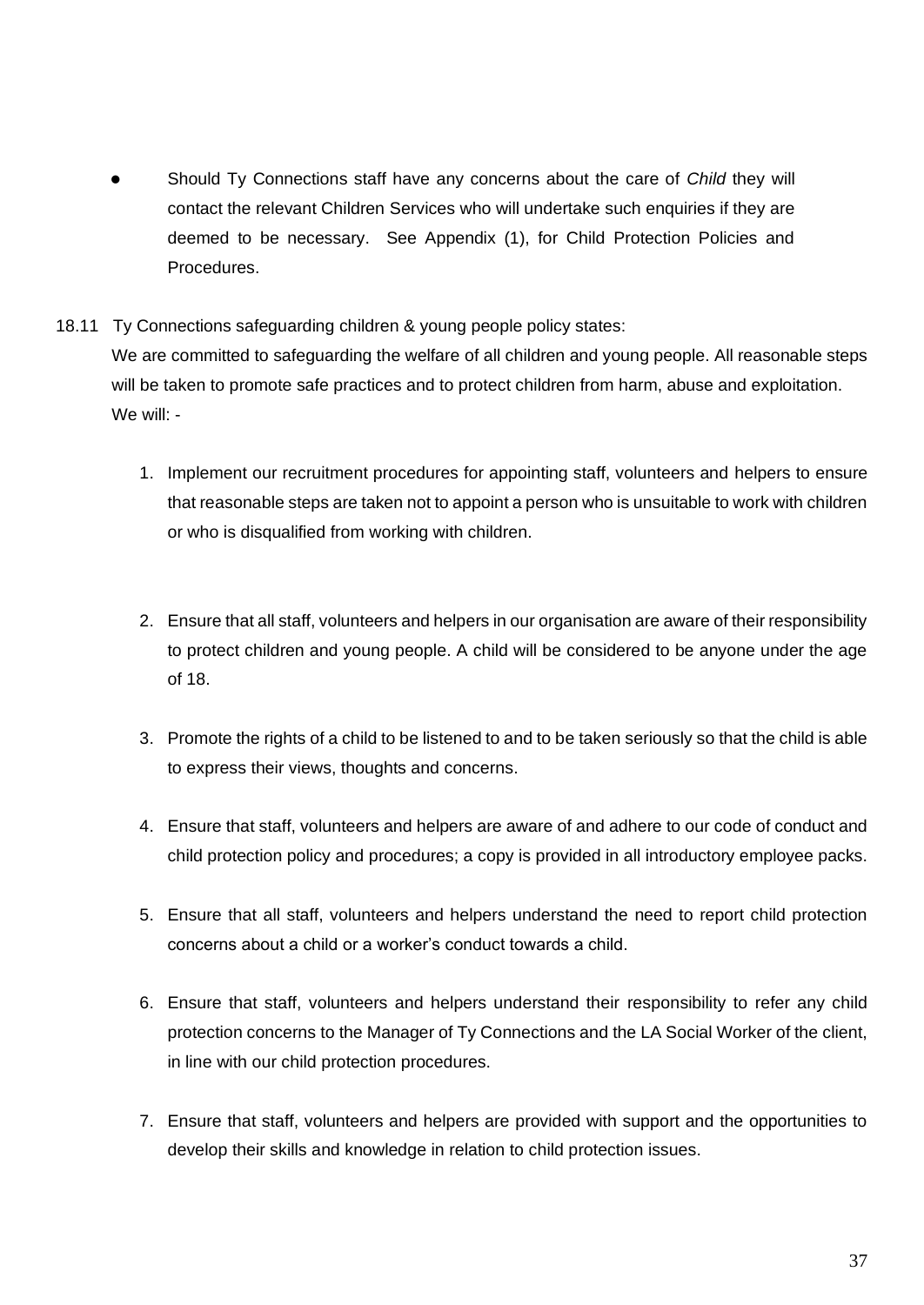- Should Ty Connections staff have any concerns about the care of *Child* they will contact the relevant Children Services who will undertake such enquiries if they are deemed to be necessary. See Appendix (1), for Child Protection Policies and Procedures.

18.11 Ty Connections safeguarding children & young people policy states:
We are committed to safeguarding the welfare of all children and young people. All reasonable steps will be taken to promote safe practices and to protect children from harm, abuse and exploitation.
We will: -

1. Implement our recruitment procedures for appointing staff, volunteers and helpers to ensure that reasonable steps are taken not to appoint a person who is unsuitable to work with children or who is disqualified from working with children.

2. Ensure that all staff, volunteers and helpers in our organisation are aware of their responsibility to protect children and young people. A child will be considered to be anyone under the age of 18.

3. Promote the rights of a child to be listened to and to be taken seriously so that the child is able to express their views, thoughts and concerns.

4. Ensure that staff, volunteers and helpers are aware of and adhere to our code of conduct and child protection policy and procedures; a copy is provided in all introductory employee packs.

5. Ensure that all staff, volunteers and helpers understand the need to report child protection concerns about a child or a worker's conduct towards a child.

6. Ensure that staff, volunteers and helpers understand their responsibility to refer any child protection concerns to the Manager of Ty Connections and the LA Social Worker of the client, in line with our child protection procedures.

7. Ensure that staff, volunteers and helpers are provided with support and the opportunities to develop their skills and knowledge in relation to child protection issues.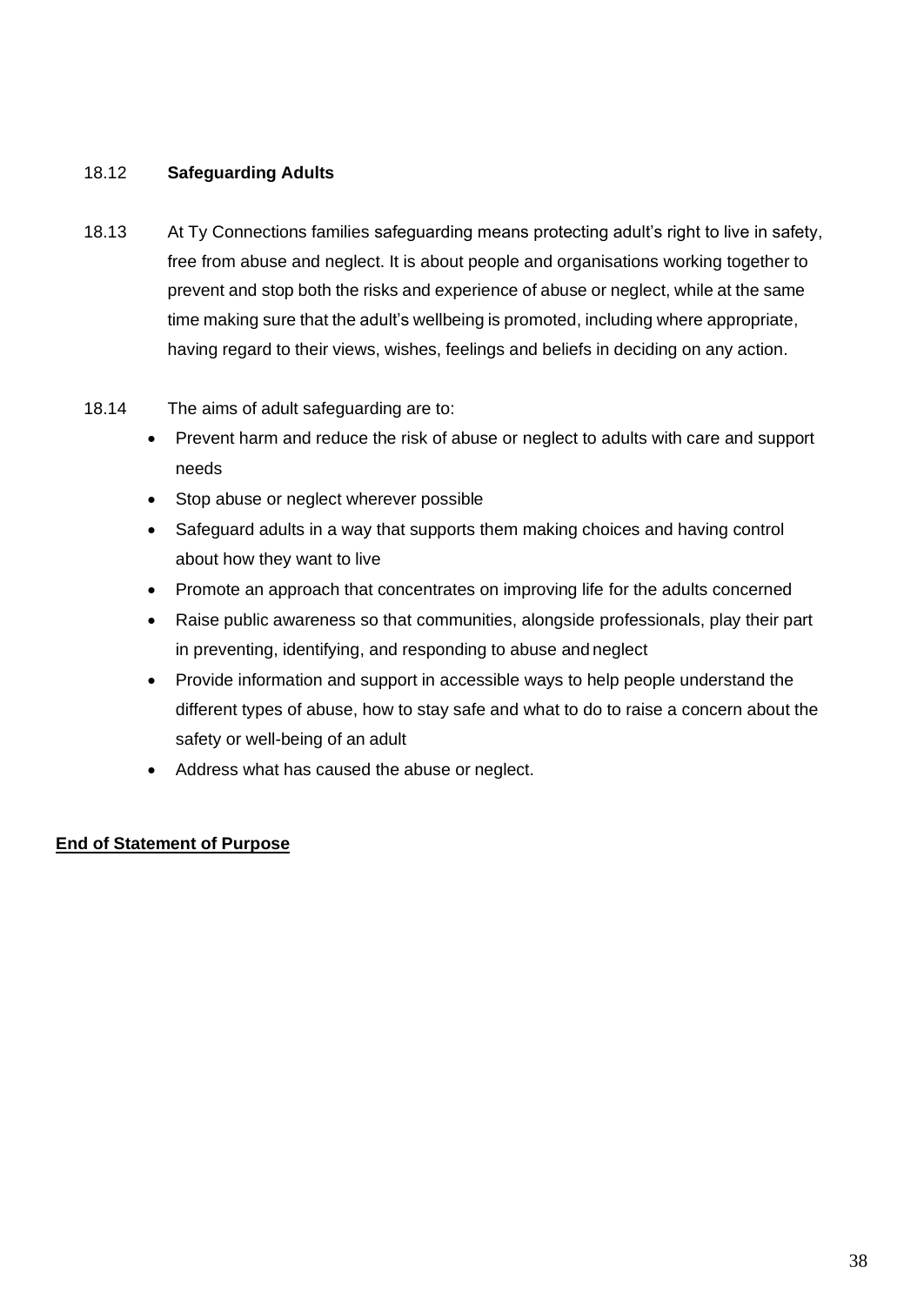18.12 **Safeguarding Adults**

18.13 At Ty Connections families safeguarding means protecting adult's right to live in safety, free from abuse and neglect. It is about people and organisations working together to prevent and stop both the risks and experience of abuse or neglect, while at the same time making sure that the adult's wellbeing is promoted, including where appropriate, having regard to their views, wishes, feelings and beliefs in deciding on any action.

18.14 The aims of adult safeguarding are to:

- Prevent harm and reduce the risk of abuse or neglect to adults with care and support needs
- Stop abuse or neglect wherever possible
- Safeguard adults in a way that supports them making choices and having control about how they want to live
- Promote an approach that concentrates on improving life for the adults concerned
- Raise public awareness so that communities, alongside professionals, play their part in preventing, identifying, and responding to abuse and neglect
- Provide information and support in accessible ways to help people understand the different types of abuse, how to stay safe and what to do to raise a concern about the safety or well-being of an adult
- Address what has caused the abuse or neglect.

**End of Statement of Purpose**